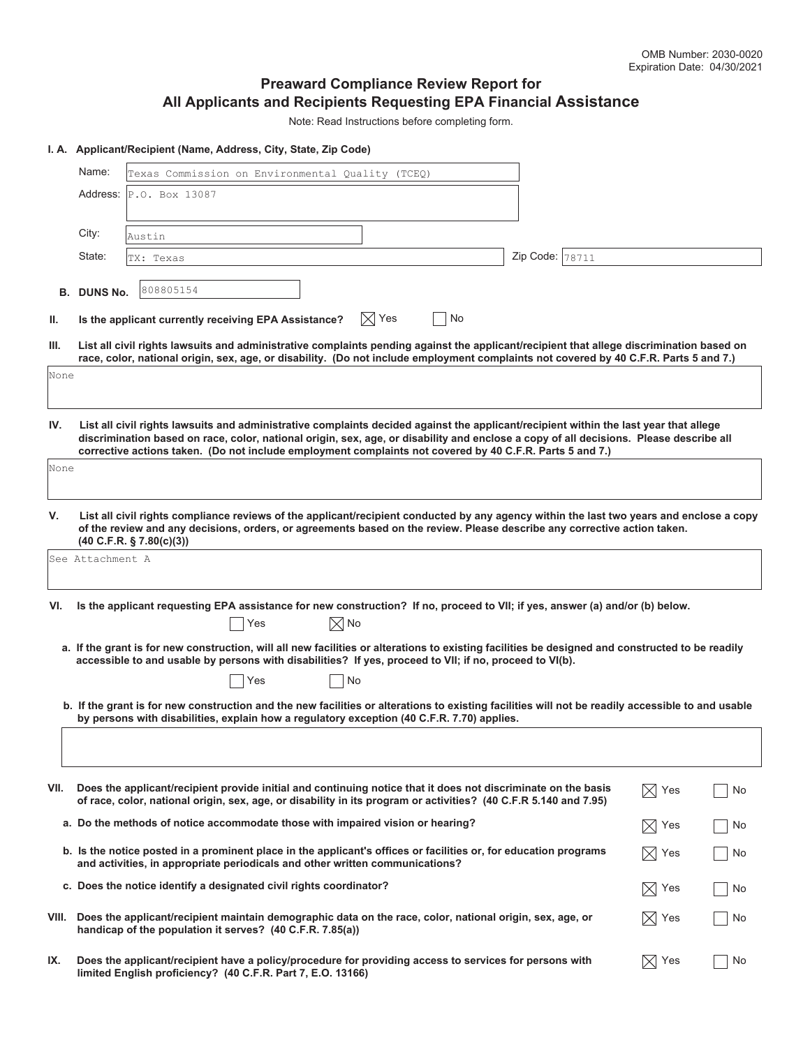OMB Number: 2030-0020
Expiration Date: 04/30/2021

# Preaward Compliance Review Report for All Applicants and Recipients Requesting EPA Financial Assistance

Note: Read Instructions before completing form.

**I. A. Applicant/Recipient (Name, Address, City, State, Zip Code)**

Name: Texas Commission on Environmental Quality (TCEQ)

Address: P.O. Box 13087

City: Austin

State: TX: Texas

Zip Code: 78711

**B. DUNS No.** 808805154

**II. Is the applicant currently receiving EPA Assistance?** ☒ Yes ☐ No

**III. List all civil rights lawsuits and administrative complaints pending against the applicant/recipient that allege discrimination based on race, color, national origin, sex, age, or disability. (Do not include employment complaints not covered by 40 C.F.R. Parts 5 and 7.)**

None

**IV. List all civil rights lawsuits and administrative complaints decided against the applicant/recipient within the last year that allege discrimination based on race, color, national origin, sex, age, or disability and enclose a copy of all decisions. Please describe all corrective actions taken. (Do not include employment complaints not covered by 40 C.F.R. Parts 5 and 7.)**

None

**V. List all civil rights compliance reviews of the applicant/recipient conducted by any agency within the last two years and enclose a copy of the review and any decisions, orders, or agreements based on the review. Please describe any corrective action taken. (40 C.F.R. § 7.80(c)(3))**

See Attachment A

**VI. Is the applicant requesting EPA assistance for new construction? If no, proceed to VII; if yes, answer (a) and/or (b) below.**

☐ Yes ☒ No

**a. If the grant is for new construction, will all new facilities or alterations to existing facilities be designed and constructed to be readily accessible to and usable by persons with disabilities? If yes, proceed to VII; if no, proceed to VI(b).**

☐ Yes ☐ No

**b. If the grant is for new construction and the new facilities or alterations to existing facilities will not be readily accessible to and usable by persons with disabilities, explain how a regulatory exception (40 C.F.R. 7.70) applies.**

**VII. Does the applicant/recipient provide initial and continuing notice that it does not discriminate on the basis of race, color, national origin, sex, age, or disability in its program or activities? (40 C.F.R 5.140 and 7.95)** ☒ Yes ☐ No

**a. Do the methods of notice accommodate those with impaired vision or hearing?** ☒ Yes ☐ No

**b. Is the notice posted in a prominent place in the applicant's offices or facilities or, for education programs and activities, in appropriate periodicals and other written communications?** ☒ Yes ☐ No

**c. Does the notice identify a designated civil rights coordinator?** ☒ Yes ☐ No

**VIII. Does the applicant/recipient maintain demographic data on the race, color, national origin, sex, age, or handicap of the population it serves? (40 C.F.R. 7.85(a))** ☒ Yes ☐ No

**IX. Does the applicant/recipient have a policy/procedure for providing access to services for persons with limited English proficiency? (40 C.F.R. Part 7, E.O. 13166)** ☒ Yes ☐ No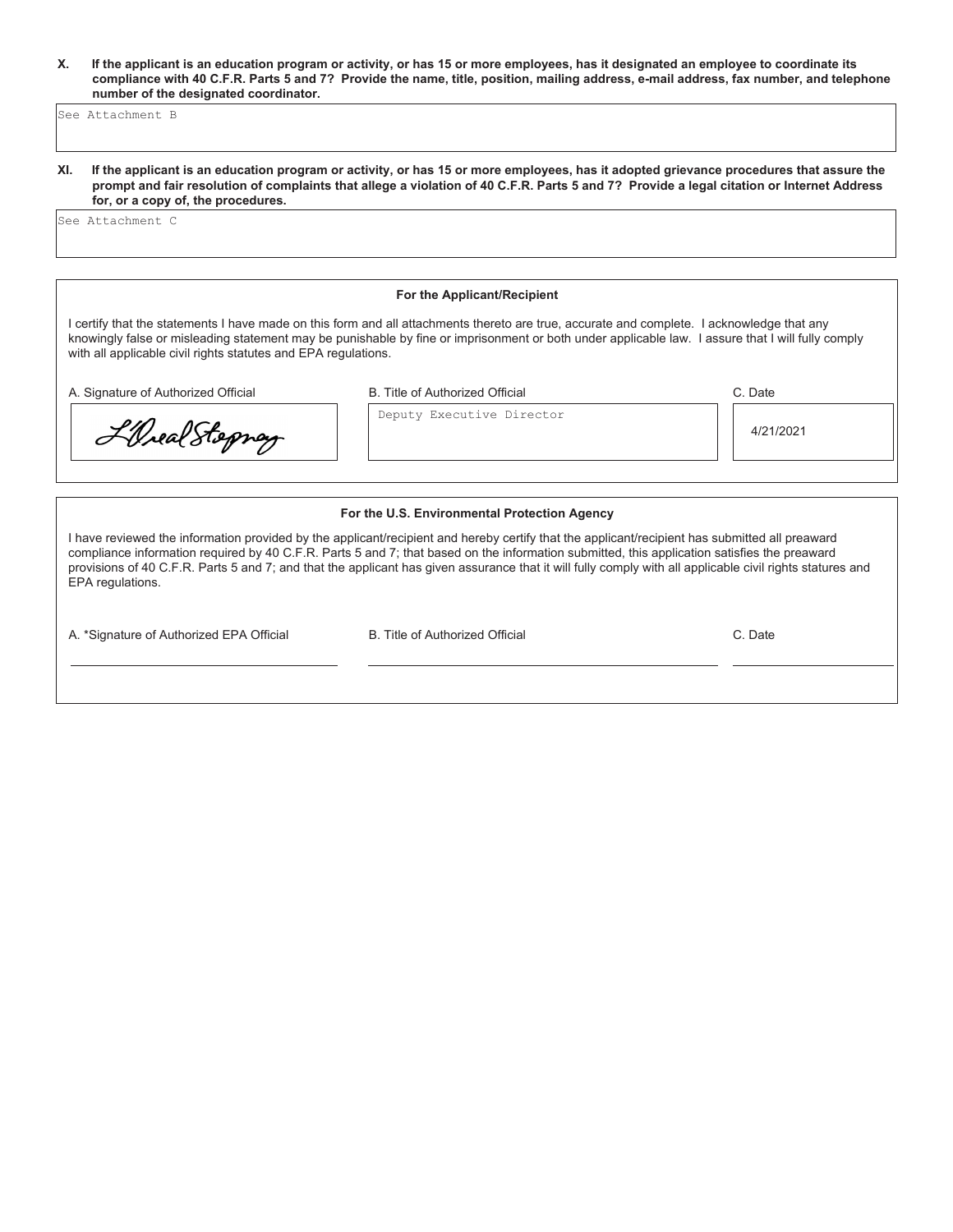**X. If the applicant is an education program or activity, or has 15 or more employees, has it designated an employee to coordinate its compliance with 40 C.F.R. Parts 5 and 7? Provide the name, title, position, mailing address, e-mail address, fax number, and telephone number of the designated coordinator.**

See Attachment B

**XI. If the applicant is an education program or activity, or has 15 or more employees, has it adopted grievance procedures that assure the prompt and fair resolution of complaints that allege a violation of 40 C.F.R. Parts 5 and 7? Provide a legal citation or Internet Address for, or a copy of, the procedures.**

See Attachment C

**For the Applicant/Recipient**

I certify that the statements I have made on this form and all attachments thereto are true, accurate and complete. I acknowledge that any knowingly false or misleading statement may be punishable by fine or imprisonment or both under applicable law. I assure that I will fully comply with all applicable civil rights statutes and EPA regulations.

| A. Signature of Authorized Official | B. Title of Authorized Official | C. Date |
|---|---|---|
| L'Oreal Stepney | Deputy Executive Director | 4/21/2021 |

**For the U.S. Environmental Protection Agency**

I have reviewed the information provided by the applicant/recipient and hereby certify that the applicant/recipient has submitted all preaward compliance information required by 40 C.F.R. Parts 5 and 7; that based on the information submitted, this application satisfies the preaward provisions of 40 C.F.R. Parts 5 and 7; and that the applicant has given assurance that it will fully comply with all applicable civil rights statures and EPA regulations.

| A. *Signature of Authorized EPA Official | B. Title of Authorized Official | C. Date |
|---|---|---|
| | | |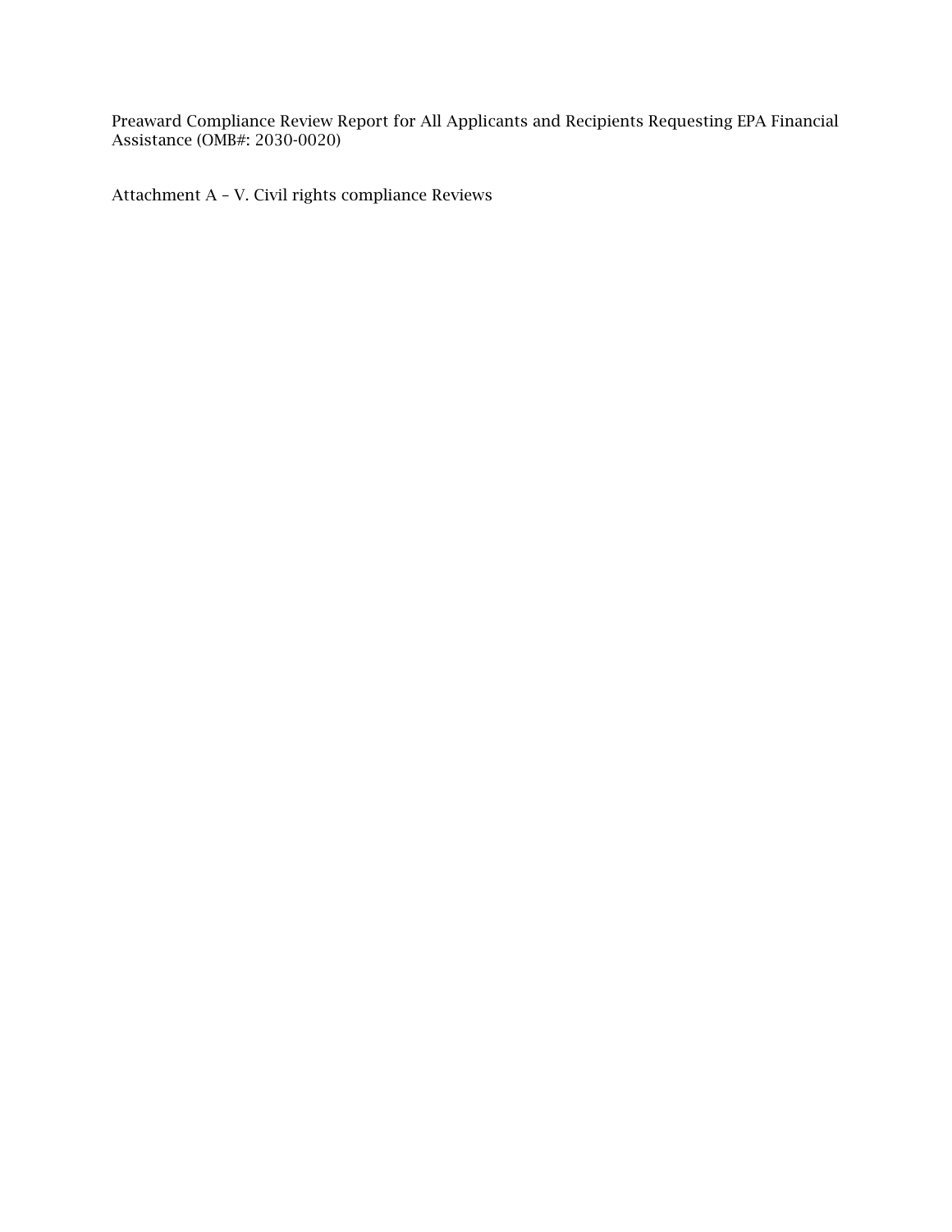Preaward Compliance Review Report for All Applicants and Recipients Requesting EPA Financial Assistance (OMB#: 2030-0020)

Attachment A – V. Civil rights compliance Reviews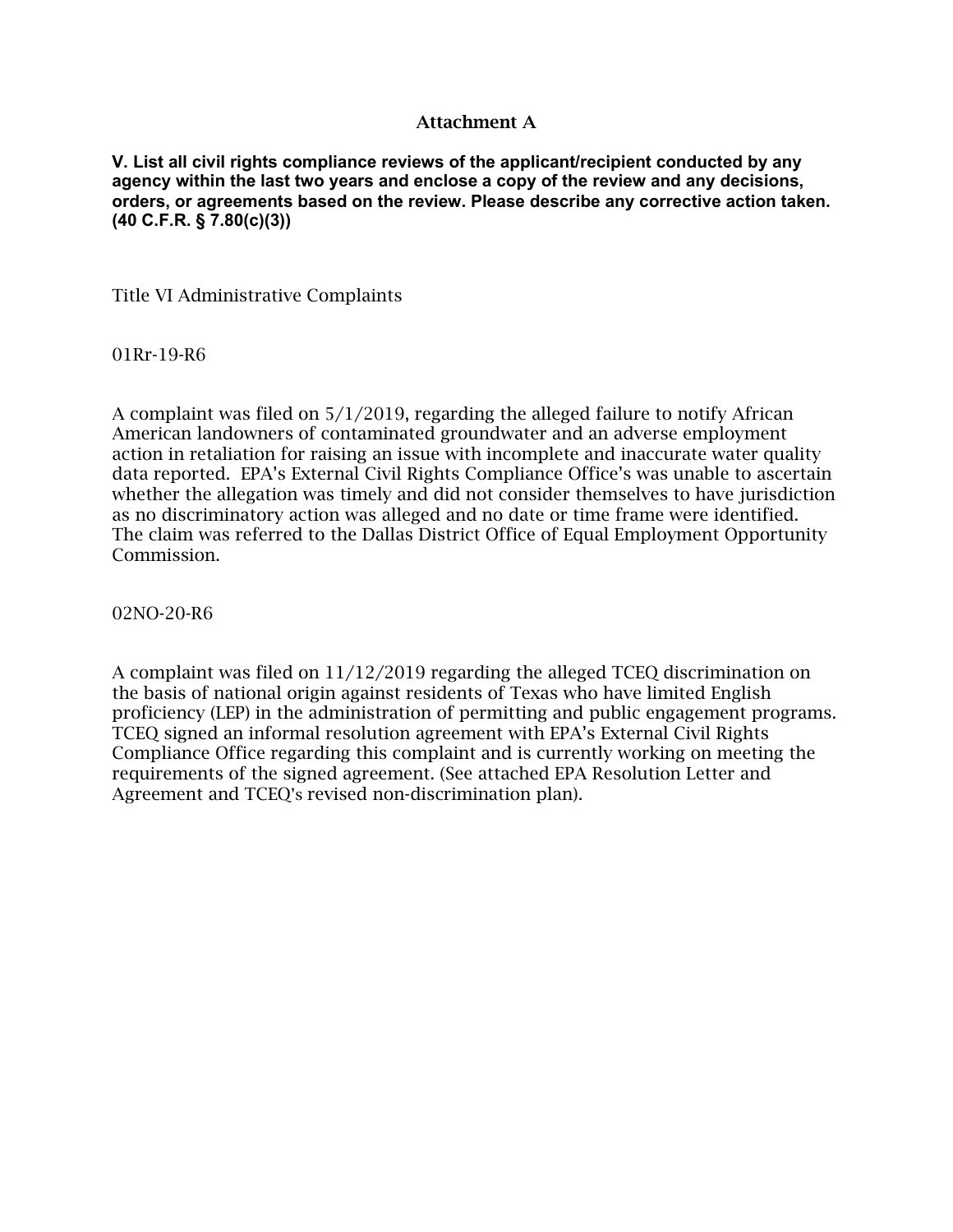## Attachment A

**V. List all civil rights compliance reviews of the applicant/recipient conducted by any agency within the last two years and enclose a copy of the review and any decisions, orders, or agreements based on the review. Please describe any corrective action taken. (40 C.F.R. § 7.80(c)(3))**

Title VI Administrative Complaints

01Rr-19-R6

A complaint was filed on 5/1/2019, regarding the alleged failure to notify African American landowners of contaminated groundwater and an adverse employment action in retaliation for raising an issue with incomplete and inaccurate water quality data reported. EPA's External Civil Rights Compliance Office's was unable to ascertain whether the allegation was timely and did not consider themselves to have jurisdiction as no discriminatory action was alleged and no date or time frame were identified. The claim was referred to the Dallas District Office of Equal Employment Opportunity Commission.

02NO-20-R6

A complaint was filed on 11/12/2019 regarding the alleged TCEQ discrimination on the basis of national origin against residents of Texas who have limited English proficiency (LEP) in the administration of permitting and public engagement programs. TCEQ signed an informal resolution agreement with EPA's External Civil Rights Compliance Office regarding this complaint and is currently working on meeting the requirements of the signed agreement. (See attached EPA Resolution Letter and Agreement and TCEQ's revised non-discrimination plan).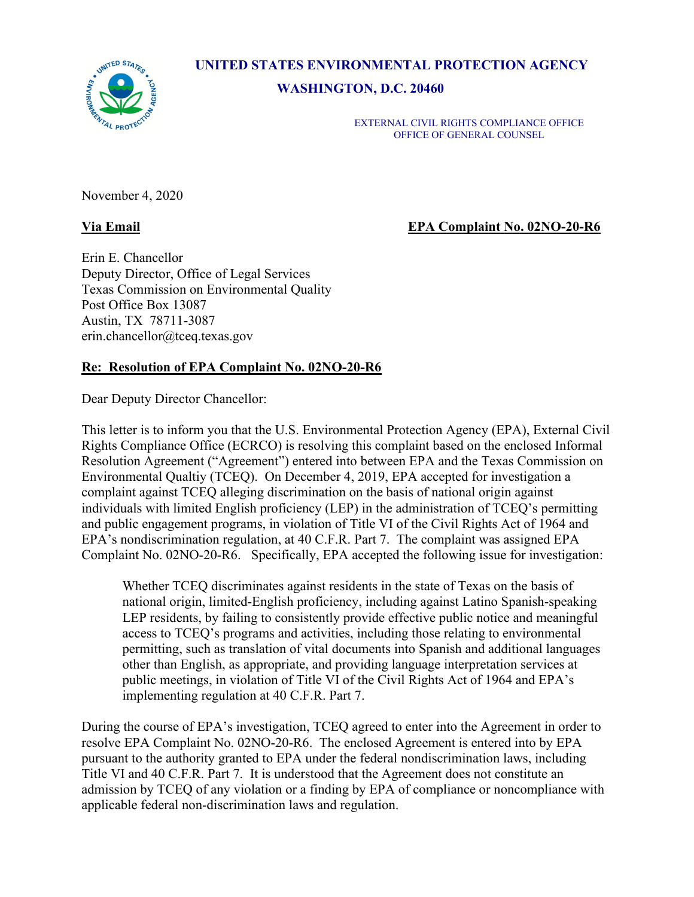**UNITED STATES ENVIRONMENTAL PROTECTION AGENCY**
**WASHINGTON, D.C. 20460**

EXTERNAL CIVIL RIGHTS COMPLIANCE OFFICE
OFFICE OF GENERAL COUNSEL

November 4, 2020

**Via Email** **EPA Complaint No. 02NO-20-R6**

Erin E. Chancellor
Deputy Director, Office of Legal Services
Texas Commission on Environmental Quality
Post Office Box 13087
Austin, TX 78711-3087
erin.chancellor@tceq.texas.gov

**Re: Resolution of EPA Complaint No. 02NO-20-R6**

Dear Deputy Director Chancellor:

This letter is to inform you that the U.S. Environmental Protection Agency (EPA), External Civil Rights Compliance Office (ECRCO) is resolving this complaint based on the enclosed Informal Resolution Agreement ("Agreement") entered into between EPA and the Texas Commission on Environmental Qualtiy (TCEQ). On December 4, 2019, EPA accepted for investigation a complaint against TCEQ alleging discrimination on the basis of national origin against individuals with limited English proficiency (LEP) in the administration of TCEQ's permitting and public engagement programs, in violation of Title VI of the Civil Rights Act of 1964 and EPA's nondiscrimination regulation, at 40 C.F.R. Part 7. The complaint was assigned EPA Complaint No. 02NO-20-R6. Specifically, EPA accepted the following issue for investigation:

> Whether TCEQ discriminates against residents in the state of Texas on the basis of national origin, limited-English proficiency, including against Latino Spanish-speaking LEP residents, by failing to consistently provide effective public notice and meaningful access to TCEQ's programs and activities, including those relating to environmental permitting, such as translation of vital documents into Spanish and additional languages other than English, as appropriate, and providing language interpretation services at public meetings, in violation of Title VI of the Civil Rights Act of 1964 and EPA's implementing regulation at 40 C.F.R. Part 7.

During the course of EPA's investigation, TCEQ agreed to enter into the Agreement in order to resolve EPA Complaint No. 02NO-20-R6. The enclosed Agreement is entered into by EPA pursuant to the authority granted to EPA under the federal nondiscrimination laws, including Title VI and 40 C.F.R. Part 7. It is understood that the Agreement does not constitute an admission by TCEQ of any violation or a finding by EPA of compliance or noncompliance with applicable federal non-discrimination laws and regulation.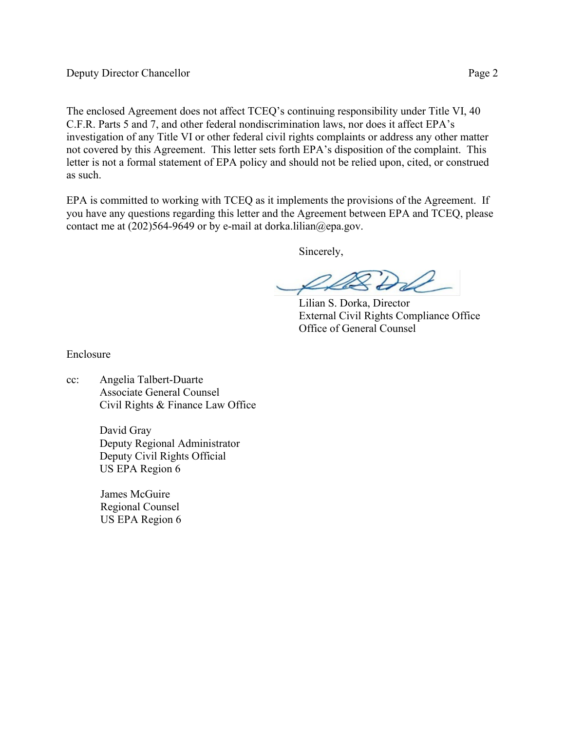The enclosed Agreement does not affect TCEQ's continuing responsibility under Title VI, 40 C.F.R. Parts 5 and 7, and other federal nondiscrimination laws, nor does it affect EPA's investigation of any Title VI or other federal civil rights complaints or address any other matter not covered by this Agreement. This letter sets forth EPA's disposition of the complaint. This letter is not a formal statement of EPA policy and should not be relied upon, cited, or construed as such.

EPA is committed to working with TCEQ as it implements the provisions of the Agreement. If you have any questions regarding this letter and the Agreement between EPA and TCEQ, please contact me at (202)564-9649 or by e-mail at dorka.lilian@epa.gov.

Sincerely,

Lilian S. Dorka, Director
External Civil Rights Compliance Office
Office of General Counsel

Enclosure

cc: Angelia Talbert-Duarte
Associate General Counsel
Civil Rights & Finance Law Office

David Gray
Deputy Regional Administrator
Deputy Civil Rights Official
US EPA Region 6

James McGuire
Regional Counsel
US EPA Region 6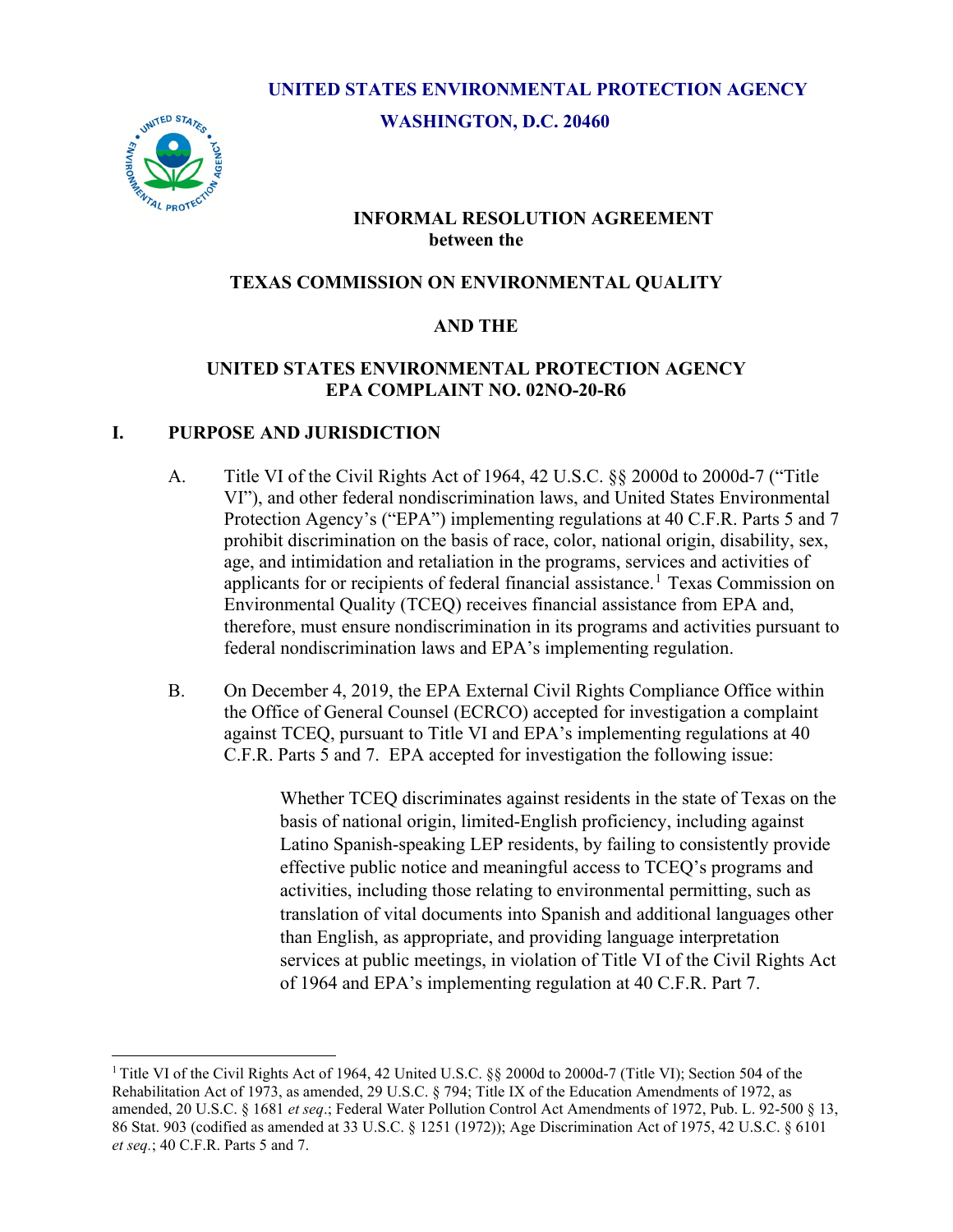**UNITED STATES ENVIRONMENTAL PROTECTION AGENCY**

**WASHINGTON, D.C. 20460**

**INFORMAL RESOLUTION AGREEMENT between the**

**TEXAS COMMISSION ON ENVIRONMENTAL QUALITY**

**AND THE**

**UNITED STATES ENVIRONMENTAL PROTECTION AGENCY EPA COMPLAINT NO. 02NO-20-R6**

## I. PURPOSE AND JURISDICTION

A. Title VI of the Civil Rights Act of 1964, 42 U.S.C. §§ 2000d to 2000d-7 ("Title VI"), and other federal nondiscrimination laws, and United States Environmental Protection Agency's ("EPA") implementing regulations at 40 C.F.R. Parts 5 and 7 prohibit discrimination on the basis of race, color, national origin, disability, sex, age, and intimidation and retaliation in the programs, services and activities of applicants for or recipients of federal financial assistance.[1] Texas Commission on Environmental Quality (TCEQ) receives financial assistance from EPA and, therefore, must ensure nondiscrimination in its programs and activities pursuant to federal nondiscrimination laws and EPA's implementing regulation.

B. On December 4, 2019, the EPA External Civil Rights Compliance Office within the Office of General Counsel (ECRCO) accepted for investigation a complaint against TCEQ, pursuant to Title VI and EPA's implementing regulations at 40 C.F.R. Parts 5 and 7. EPA accepted for investigation the following issue:

> Whether TCEQ discriminates against residents in the state of Texas on the basis of national origin, limited-English proficiency, including against Latino Spanish-speaking LEP residents, by failing to consistently provide effective public notice and meaningful access to TCEQ's programs and activities, including those relating to environmental permitting, such as translation of vital documents into Spanish and additional languages other than English, as appropriate, and providing language interpretation services at public meetings, in violation of Title VI of the Civil Rights Act of 1964 and EPA's implementing regulation at 40 C.F.R. Part 7.

---

[1] Title VI of the Civil Rights Act of 1964, 42 United U.S.C. §§ 2000d to 2000d-7 (Title VI); Section 504 of the Rehabilitation Act of 1973, as amended, 29 U.S.C. § 794; Title IX of the Education Amendments of 1972, as amended, 20 U.S.C. § 1681 *et seq*.; Federal Water Pollution Control Act Amendments of 1972, Pub. L. 92-500 § 13, 86 Stat. 903 (codified as amended at 33 U.S.C. § 1251 (1972)); Age Discrimination Act of 1975, 42 U.S.C. § 6101 *et seq.*; 40 C.F.R. Parts 5 and 7.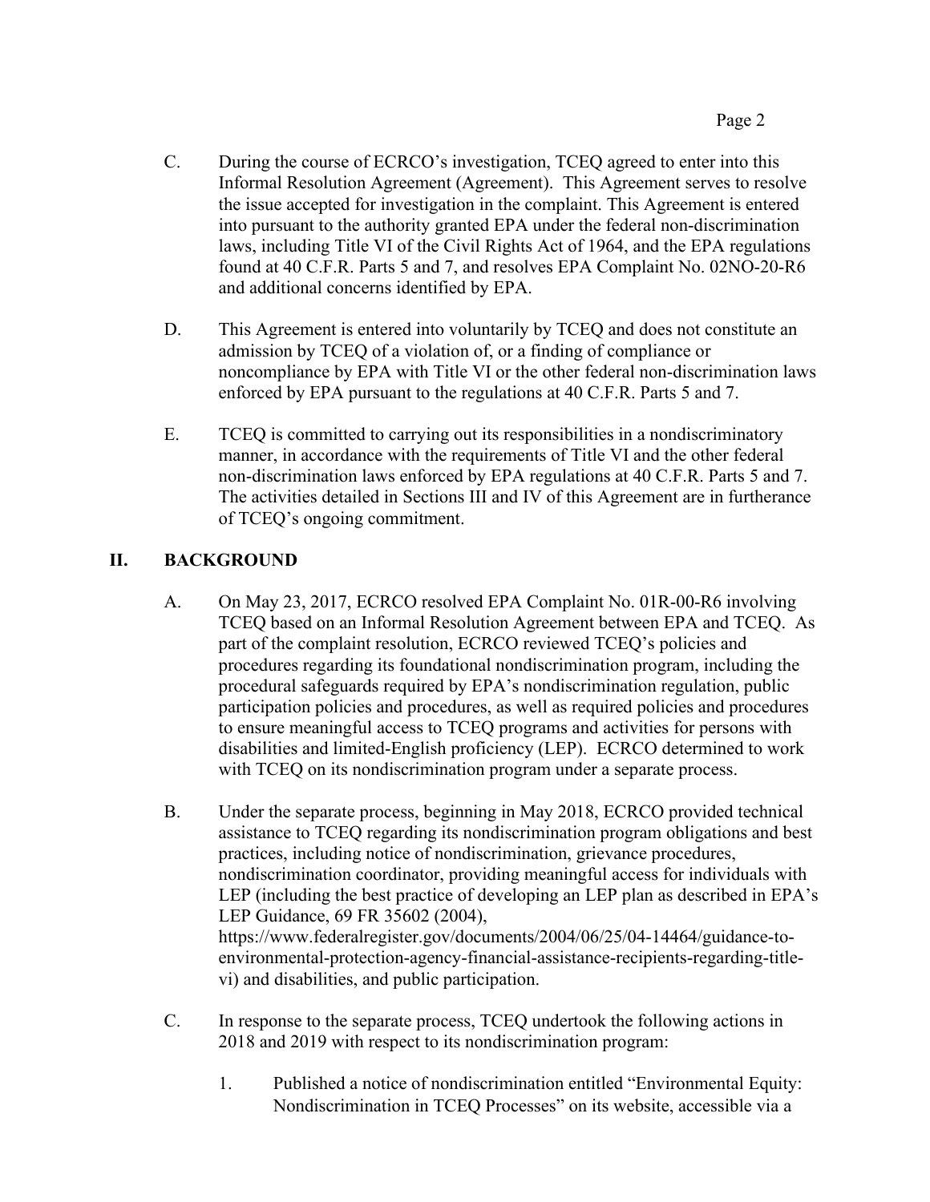C. During the course of ECRCO's investigation, TCEQ agreed to enter into this Informal Resolution Agreement (Agreement). This Agreement serves to resolve the issue accepted for investigation in the complaint. This Agreement is entered into pursuant to the authority granted EPA under the federal non-discrimination laws, including Title VI of the Civil Rights Act of 1964, and the EPA regulations found at 40 C.F.R. Parts 5 and 7, and resolves EPA Complaint No. 02NO-20-R6 and additional concerns identified by EPA.

D. This Agreement is entered into voluntarily by TCEQ and does not constitute an admission by TCEQ of a violation of, or a finding of compliance or noncompliance by EPA with Title VI or the other federal non-discrimination laws enforced by EPA pursuant to the regulations at 40 C.F.R. Parts 5 and 7.

E. TCEQ is committed to carrying out its responsibilities in a nondiscriminatory manner, in accordance with the requirements of Title VI and the other federal non-discrimination laws enforced by EPA regulations at 40 C.F.R. Parts 5 and 7. The activities detailed in Sections III and IV of this Agreement are in furtherance of TCEQ's ongoing commitment.

## II. BACKGROUND

A. On May 23, 2017, ECRCO resolved EPA Complaint No. 01R-00-R6 involving TCEQ based on an Informal Resolution Agreement between EPA and TCEQ. As part of the complaint resolution, ECRCO reviewed TCEQ's policies and procedures regarding its foundational nondiscrimination program, including the procedural safeguards required by EPA's nondiscrimination regulation, public participation policies and procedures, as well as required policies and procedures to ensure meaningful access to TCEQ programs and activities for persons with disabilities and limited-English proficiency (LEP). ECRCO determined to work with TCEQ on its nondiscrimination program under a separate process.

B. Under the separate process, beginning in May 2018, ECRCO provided technical assistance to TCEQ regarding its nondiscrimination program obligations and best practices, including notice of nondiscrimination, grievance procedures, nondiscrimination coordinator, providing meaningful access for individuals with LEP (including the best practice of developing an LEP plan as described in EPA's LEP Guidance, 69 FR 35602 (2004), https://www.federalregister.gov/documents/2004/06/25/04-14464/guidance-to-environmental-protection-agency-financial-assistance-recipients-regarding-title-vi) and disabilities, and public participation.

C. In response to the separate process, TCEQ undertook the following actions in 2018 and 2019 with respect to its nondiscrimination program:

1. Published a notice of nondiscrimination entitled "Environmental Equity: Nondiscrimination in TCEQ Processes" on its website, accessible via a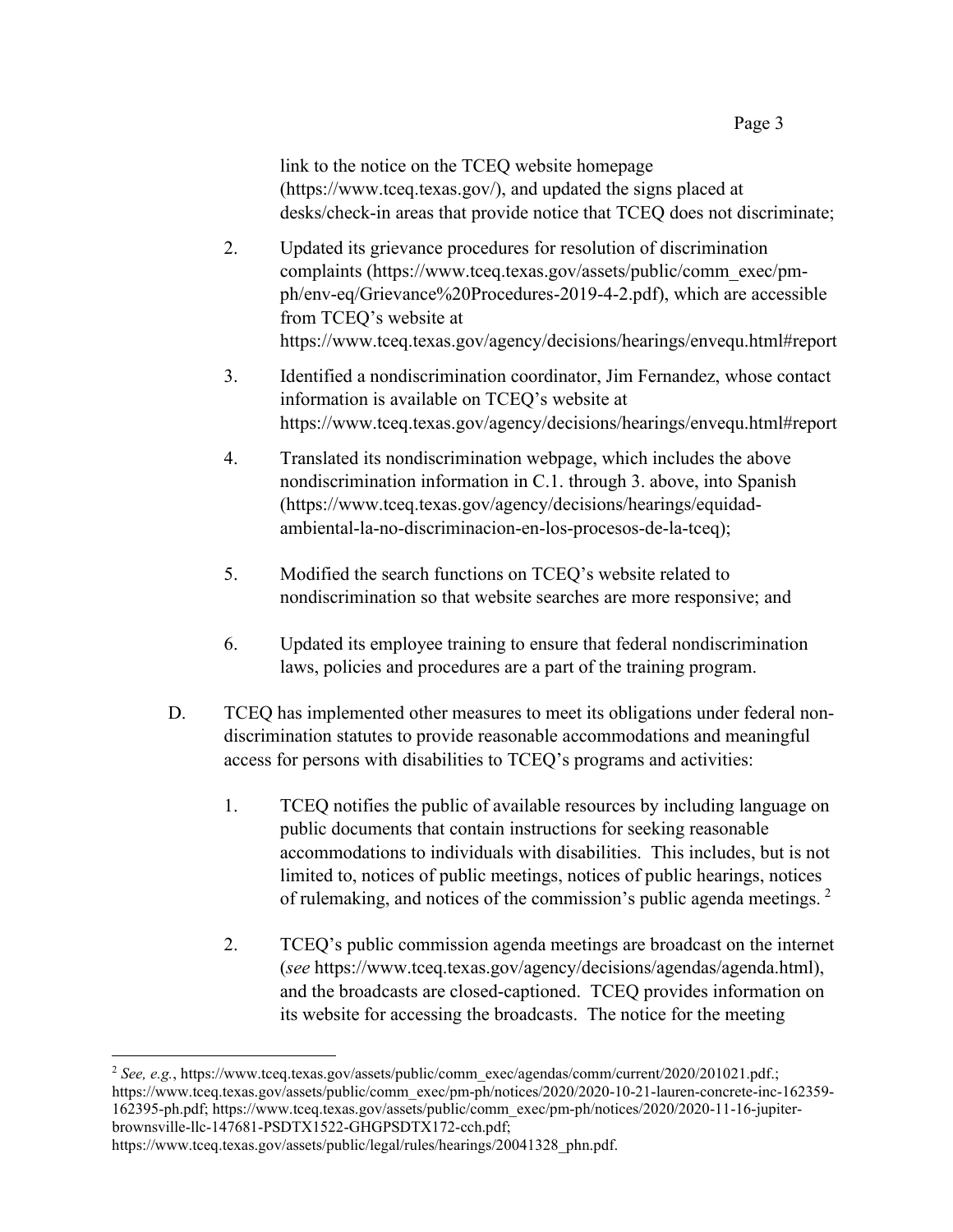link to the notice on the TCEQ website homepage (https://www.tceq.texas.gov/), and updated the signs placed at desks/check-in areas that provide notice that TCEQ does not discriminate;

2. Updated its grievance procedures for resolution of discrimination complaints (https://www.tceq.texas.gov/assets/public/comm_exec/pm-ph/env-eq/Grievance%20Procedures-2019-4-2.pdf), which are accessible from TCEQ's website at https://www.tceq.texas.gov/agency/decisions/hearings/envequ.html#report

3. Identified a nondiscrimination coordinator, Jim Fernandez, whose contact information is available on TCEQ's website at https://www.tceq.texas.gov/agency/decisions/hearings/envequ.html#report

4. Translated its nondiscrimination webpage, which includes the above nondiscrimination information in C.1. through 3. above, into Spanish (https://www.tceq.texas.gov/agency/decisions/hearings/equidad-ambiental-la-no-discriminacion-en-los-procesos-de-la-tceq);

5. Modified the search functions on TCEQ's website related to nondiscrimination so that website searches are more responsive; and

6. Updated its employee training to ensure that federal nondiscrimination laws, policies and procedures are a part of the training program.

D. TCEQ has implemented other measures to meet its obligations under federal non-discrimination statutes to provide reasonable accommodations and meaningful access for persons with disabilities to TCEQ's programs and activities:

1. TCEQ notifies the public of available resources by including language on public documents that contain instructions for seeking reasonable accommodations to individuals with disabilities. This includes, but is not limited to, notices of public meetings, notices of public hearings, notices of rulemaking, and notices of the commission's public agenda meetings. [2]

2. TCEQ's public commission agenda meetings are broadcast on the internet (*see* https://www.tceq.texas.gov/agency/decisions/agendas/agenda.html), and the broadcasts are closed-captioned. TCEQ provides information on its website for accessing the broadcasts. The notice for the meeting

---

[2] *See, e.g.*, https://www.tceq.texas.gov/assets/public/comm_exec/agendas/comm/current/2020/201021.pdf.; https://www.tceq.texas.gov/assets/public/comm_exec/pm-ph/notices/2020/2020-10-21-lauren-concrete-inc-162359-162395-ph.pdf; https://www.tceq.texas.gov/assets/public/comm_exec/pm-ph/notices/2020/2020-11-16-jupiter-brownsville-llc-147681-PSDTX1522-GHGPSDTX172-cch.pdf; https://www.tceq.texas.gov/assets/public/legal/rules/hearings/20041328_phn.pdf.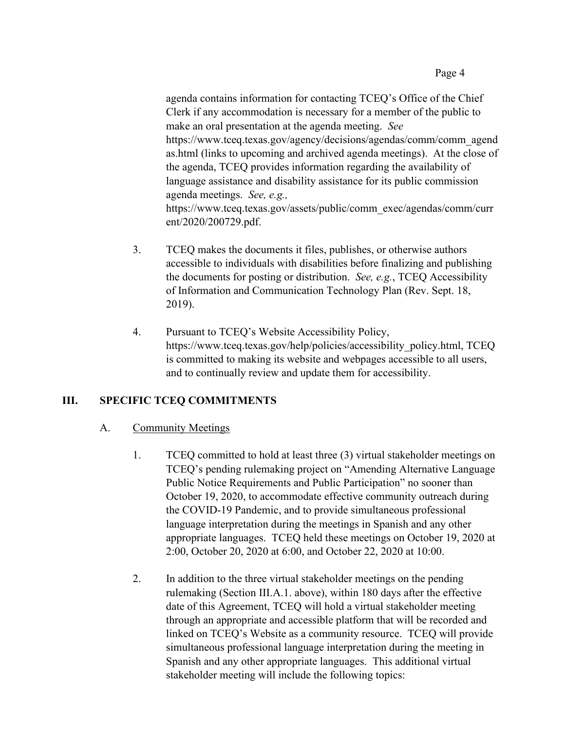agenda contains information for contacting TCEQ's Office of the Chief Clerk if any accommodation is necessary for a member of the public to make an oral presentation at the agenda meeting. *See* https://www.tceq.texas.gov/agency/decisions/agendas/comm/comm_agendas.html (links to upcoming and archived agenda meetings). At the close of the agenda, TCEQ provides information regarding the availability of language assistance and disability assistance for its public commission agenda meetings. *See, e.g.,* https://www.tceq.texas.gov/assets/public/comm_exec/agendas/comm/current/2020/200729.pdf.

3. TCEQ makes the documents it files, publishes, or otherwise authors accessible to individuals with disabilities before finalizing and publishing the documents for posting or distribution. *See, e.g.*, TCEQ Accessibility of Information and Communication Technology Plan (Rev. Sept. 18, 2019).

4. Pursuant to TCEQ's Website Accessibility Policy, https://www.tceq.texas.gov/help/policies/accessibility_policy.html, TCEQ is committed to making its website and webpages accessible to all users, and to continually review and update them for accessibility.

## III. SPECIFIC TCEQ COMMITMENTS

### A. Community Meetings

1. TCEQ committed to hold at least three (3) virtual stakeholder meetings on TCEQ's pending rulemaking project on "Amending Alternative Language Public Notice Requirements and Public Participation" no sooner than October 19, 2020, to accommodate effective community outreach during the COVID-19 Pandemic, and to provide simultaneous professional language interpretation during the meetings in Spanish and any other appropriate languages. TCEQ held these meetings on October 19, 2020 at 2:00, October 20, 2020 at 6:00, and October 22, 2020 at 10:00.

2. In addition to the three virtual stakeholder meetings on the pending rulemaking (Section III.A.1. above), within 180 days after the effective date of this Agreement, TCEQ will hold a virtual stakeholder meeting through an appropriate and accessible platform that will be recorded and linked on TCEQ's Website as a community resource. TCEQ will provide simultaneous professional language interpretation during the meeting in Spanish and any other appropriate languages. This additional virtual stakeholder meeting will include the following topics: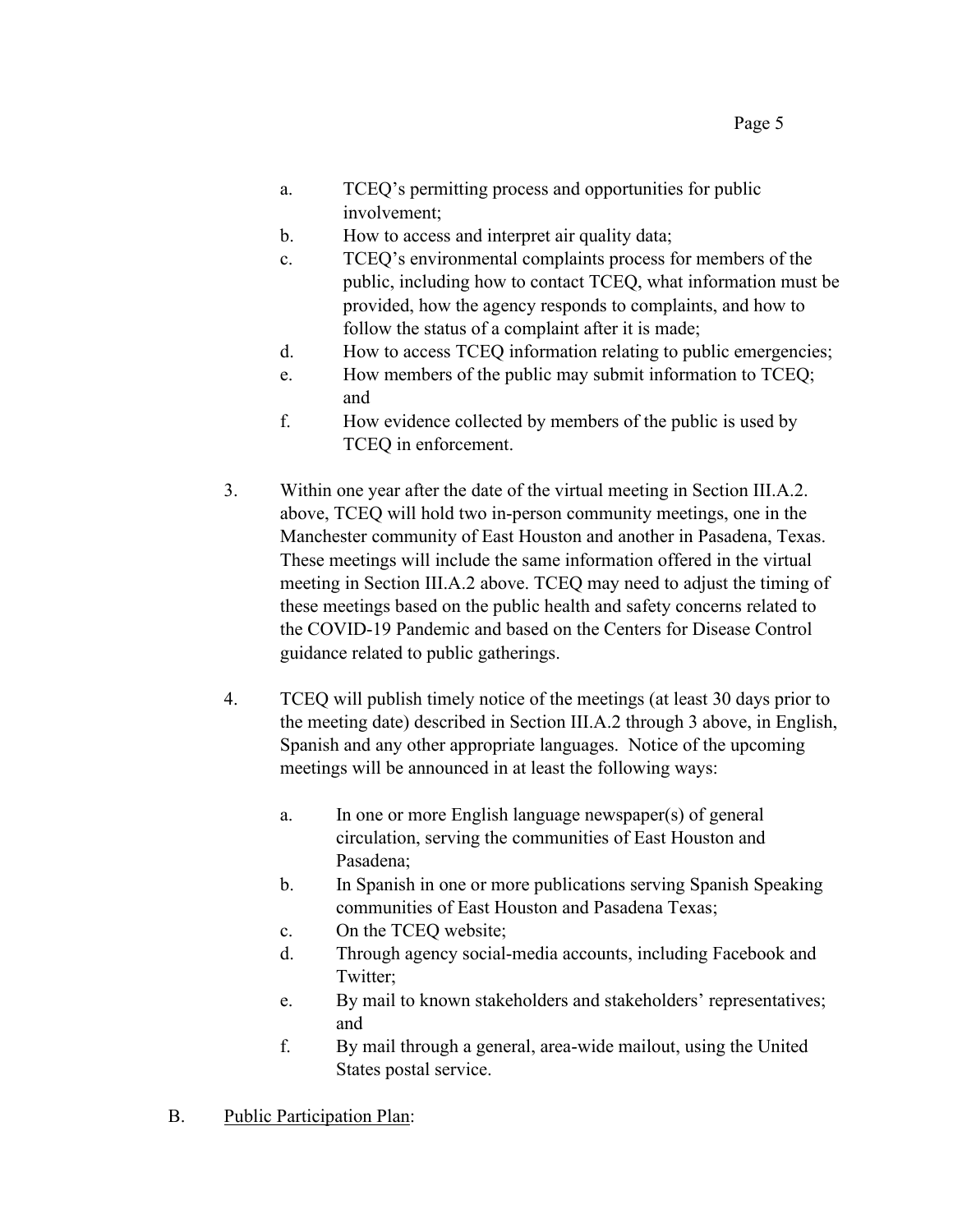a. TCEQ's permitting process and opportunities for public involvement;
b. How to access and interpret air quality data;
c. TCEQ's environmental complaints process for members of the public, including how to contact TCEQ, what information must be provided, how the agency responds to complaints, and how to follow the status of a complaint after it is made;
d. How to access TCEQ information relating to public emergencies;
e. How members of the public may submit information to TCEQ; and
f. How evidence collected by members of the public is used by TCEQ in enforcement.

3. Within one year after the date of the virtual meeting in Section III.A.2. above, TCEQ will hold two in-person community meetings, one in the Manchester community of East Houston and another in Pasadena, Texas. These meetings will include the same information offered in the virtual meeting in Section III.A.2 above. TCEQ may need to adjust the timing of these meetings based on the public health and safety concerns related to the COVID-19 Pandemic and based on the Centers for Disease Control guidance related to public gatherings.

4. TCEQ will publish timely notice of the meetings (at least 30 days prior to the meeting date) described in Section III.A.2 through 3 above, in English, Spanish and any other appropriate languages. Notice of the upcoming meetings will be announced in at least the following ways:

   a. In one or more English language newspaper(s) of general circulation, serving the communities of East Houston and Pasadena;
   b. In Spanish in one or more publications serving Spanish Speaking communities of East Houston and Pasadena Texas;
   c. On the TCEQ website;
   d. Through agency social-media accounts, including Facebook and Twitter;
   e. By mail to known stakeholders and stakeholders' representatives; and
   f. By mail through a general, area-wide mailout, using the United States postal service.

B. Public Participation Plan: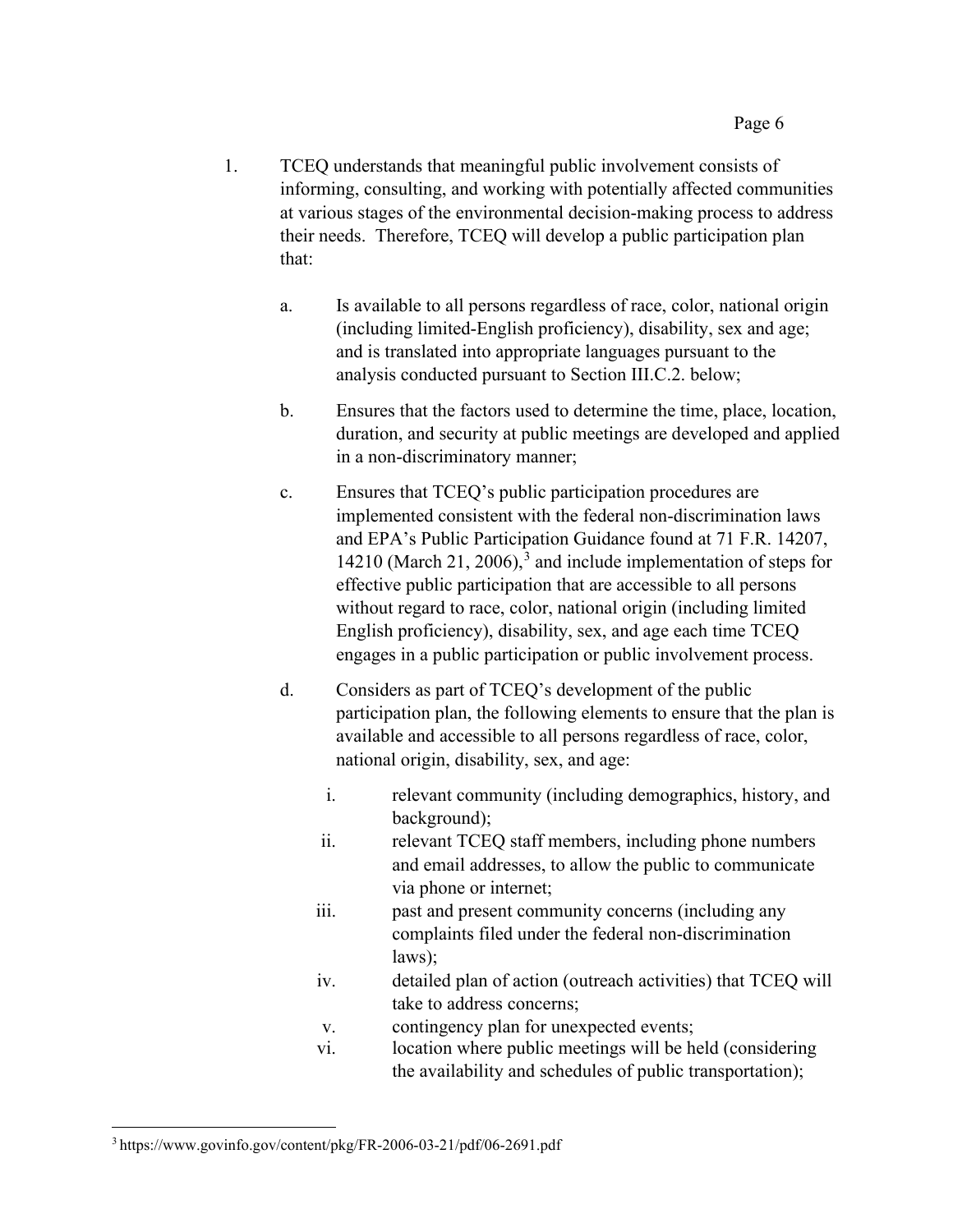1. TCEQ understands that meaningful public involvement consists of informing, consulting, and working with potentially affected communities at various stages of the environmental decision-making process to address their needs. Therefore, TCEQ will develop a public participation plan that:

   a. Is available to all persons regardless of race, color, national origin (including limited-English proficiency), disability, sex and age; and is translated into appropriate languages pursuant to the analysis conducted pursuant to Section III.C.2. below;

   b. Ensures that the factors used to determine the time, place, location, duration, and security at public meetings are developed and applied in a non-discriminatory manner;

   c. Ensures that TCEQ's public participation procedures are implemented consistent with the federal non-discrimination laws and EPA's Public Participation Guidance found at 71 F.R. 14207, 14210 (March 21, 2006),[3] and include implementation of steps for effective public participation that are accessible to all persons without regard to race, color, national origin (including limited English proficiency), disability, sex, and age each time TCEQ engages in a public participation or public involvement process.

   d. Considers as part of TCEQ's development of the public participation plan, the following elements to ensure that the plan is available and accessible to all persons regardless of race, color, national origin, disability, sex, and age:

      i. relevant community (including demographics, history, and background);
      ii. relevant TCEQ staff members, including phone numbers and email addresses, to allow the public to communicate via phone or internet;
      iii. past and present community concerns (including any complaints filed under the federal non-discrimination laws);
      iv. detailed plan of action (outreach activities) that TCEQ will take to address concerns;
      v. contingency plan for unexpected events;
      vi. location where public meetings will be held (considering the availability and schedules of public transportation);

[3] https://www.govinfo.gov/content/pkg/FR-2006-03-21/pdf/06-2691.pdf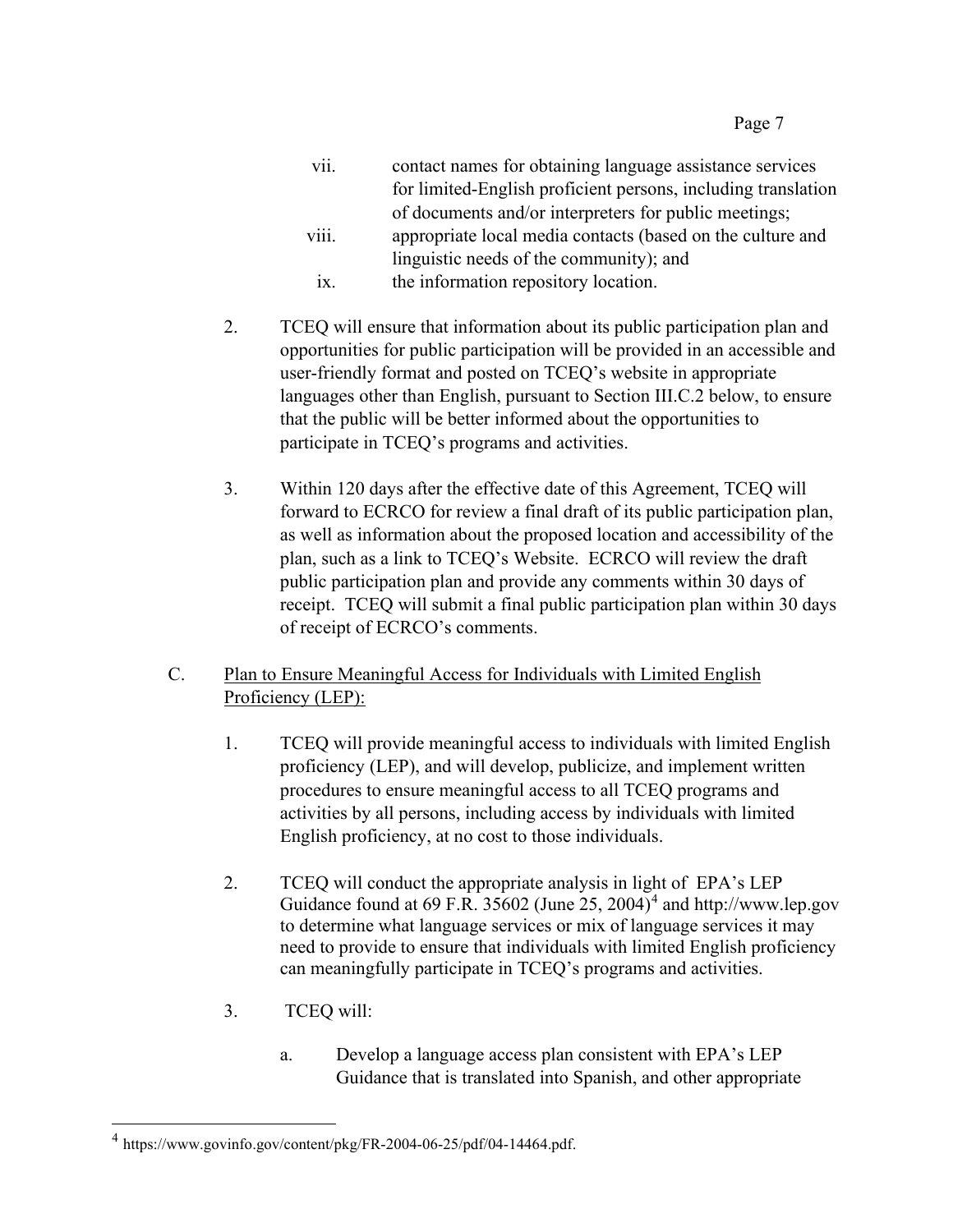vii. contact names for obtaining language assistance services for limited-English proficient persons, including translation of documents and/or interpreters for public meetings;

viii. appropriate local media contacts (based on the culture and linguistic needs of the community); and

ix. the information repository location.

2. TCEQ will ensure that information about its public participation plan and opportunities for public participation will be provided in an accessible and user-friendly format and posted on TCEQ's website in appropriate languages other than English, pursuant to Section III.C.2 below, to ensure that the public will be better informed about the opportunities to participate in TCEQ's programs and activities.

3. Within 120 days after the effective date of this Agreement, TCEQ will forward to ECRCO for review a final draft of its public participation plan, as well as information about the proposed location and accessibility of the plan, such as a link to TCEQ's Website. ECRCO will review the draft public participation plan and provide any comments within 30 days of receipt. TCEQ will submit a final public participation plan within 30 days of receipt of ECRCO's comments.

C. Plan to Ensure Meaningful Access for Individuals with Limited English Proficiency (LEP):

1. TCEQ will provide meaningful access to individuals with limited English proficiency (LEP), and will develop, publicize, and implement written procedures to ensure meaningful access to all TCEQ programs and activities by all persons, including access by individuals with limited English proficiency, at no cost to those individuals.

2. TCEQ will conduct the appropriate analysis in light of EPA's LEP Guidance found at 69 F.R. 35602 (June 25, 2004)[4] and http://www.lep.gov to determine what language services or mix of language services it may need to provide to ensure that individuals with limited English proficiency can meaningfully participate in TCEQ's programs and activities.

3. TCEQ will:

   a. Develop a language access plan consistent with EPA's LEP Guidance that is translated into Spanish, and other appropriate

---

[4] https://www.govinfo.gov/content/pkg/FR-2004-06-25/pdf/04-14464.pdf.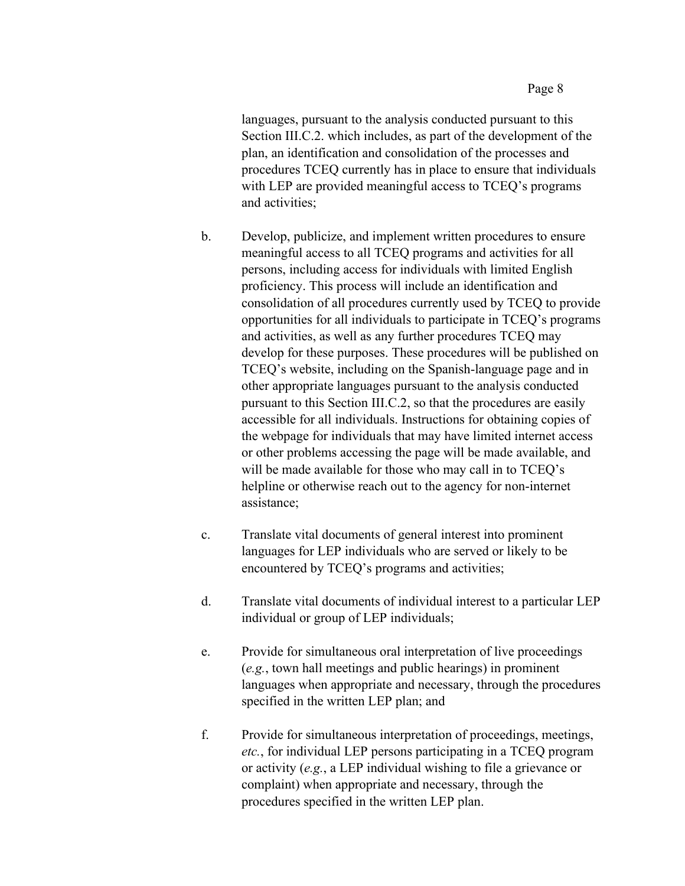languages, pursuant to the analysis conducted pursuant to this Section III.C.2. which includes, as part of the development of the plan, an identification and consolidation of the processes and procedures TCEQ currently has in place to ensure that individuals with LEP are provided meaningful access to TCEQ's programs and activities;

b. Develop, publicize, and implement written procedures to ensure meaningful access to all TCEQ programs and activities for all persons, including access for individuals with limited English proficiency. This process will include an identification and consolidation of all procedures currently used by TCEQ to provide opportunities for all individuals to participate in TCEQ's programs and activities, as well as any further procedures TCEQ may develop for these purposes. These procedures will be published on TCEQ's website, including on the Spanish-language page and in other appropriate languages pursuant to the analysis conducted pursuant to this Section III.C.2, so that the procedures are easily accessible for all individuals. Instructions for obtaining copies of the webpage for individuals that may have limited internet access or other problems accessing the page will be made available, and will be made available for those who may call in to TCEQ's helpline or otherwise reach out to the agency for non-internet assistance;

c. Translate vital documents of general interest into prominent languages for LEP individuals who are served or likely to be encountered by TCEQ's programs and activities;

d. Translate vital documents of individual interest to a particular LEP individual or group of LEP individuals;

e. Provide for simultaneous oral interpretation of live proceedings (*e.g.*, town hall meetings and public hearings) in prominent languages when appropriate and necessary, through the procedures specified in the written LEP plan; and

f. Provide for simultaneous interpretation of proceedings, meetings, *etc.*, for individual LEP persons participating in a TCEQ program or activity (*e.g.*, a LEP individual wishing to file a grievance or complaint) when appropriate and necessary, through the procedures specified in the written LEP plan.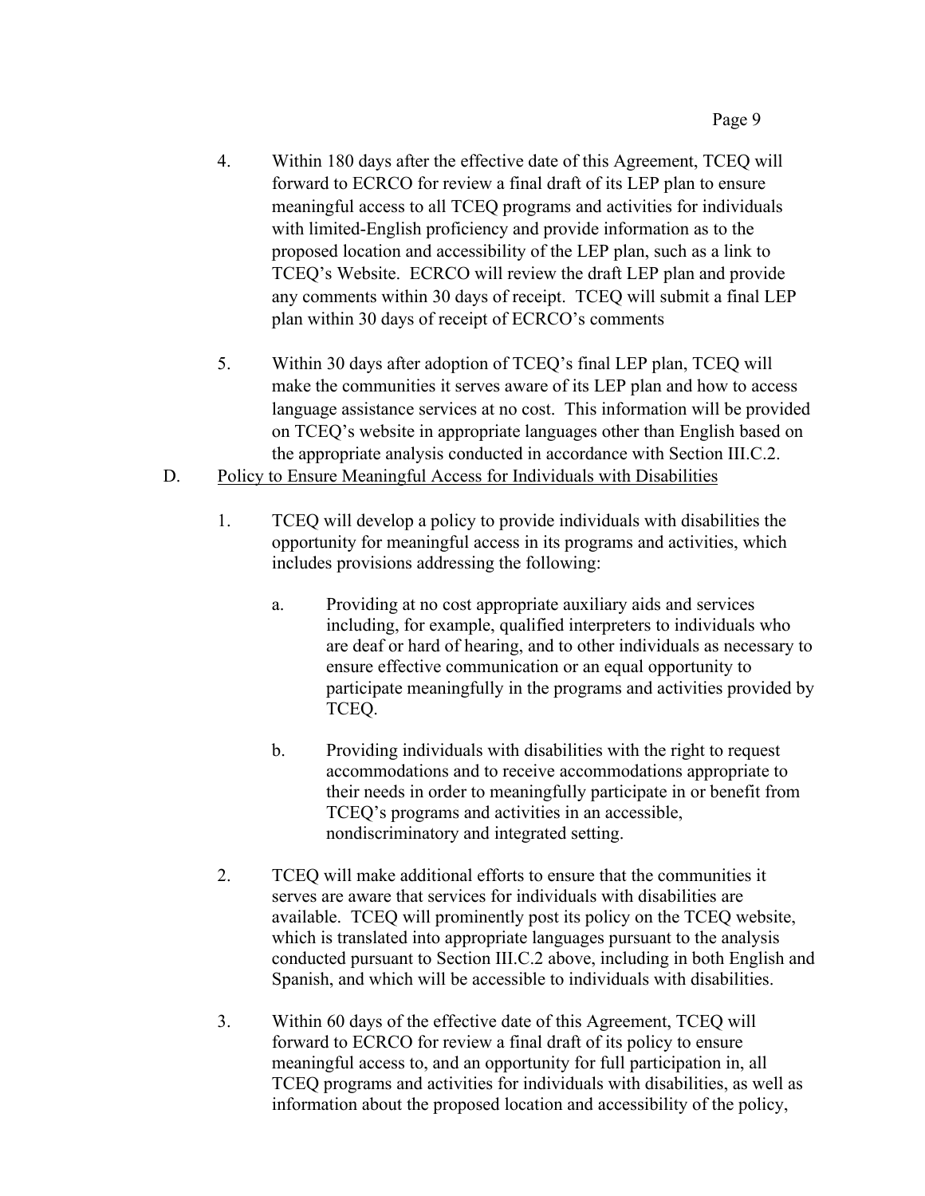4. Within 180 days after the effective date of this Agreement, TCEQ will forward to ECRCO for review a final draft of its LEP plan to ensure meaningful access to all TCEQ programs and activities for individuals with limited-English proficiency and provide information as to the proposed location and accessibility of the LEP plan, such as a link to TCEQ's Website. ECRCO will review the draft LEP plan and provide any comments within 30 days of receipt. TCEQ will submit a final LEP plan within 30 days of receipt of ECRCO's comments

5. Within 30 days after adoption of TCEQ's final LEP plan, TCEQ will make the communities it serves aware of its LEP plan and how to access language assistance services at no cost. This information will be provided on TCEQ's website in appropriate languages other than English based on the appropriate analysis conducted in accordance with Section III.C.2.

D. <u>Policy to Ensure Meaningful Access for Individuals with Disabilities</u>

1. TCEQ will develop a policy to provide individuals with disabilities the opportunity for meaningful access in its programs and activities, which includes provisions addressing the following:

   a. Providing at no cost appropriate auxiliary aids and services including, for example, qualified interpreters to individuals who are deaf or hard of hearing, and to other individuals as necessary to ensure effective communication or an equal opportunity to participate meaningfully in the programs and activities provided by TCEQ.

   b. Providing individuals with disabilities with the right to request accommodations and to receive accommodations appropriate to their needs in order to meaningfully participate in or benefit from TCEQ's programs and activities in an accessible, nondiscriminatory and integrated setting.

2. TCEQ will make additional efforts to ensure that the communities it serves are aware that services for individuals with disabilities are available. TCEQ will prominently post its policy on the TCEQ website, which is translated into appropriate languages pursuant to the analysis conducted pursuant to Section III.C.2 above, including in both English and Spanish, and which will be accessible to individuals with disabilities.

3. Within 60 days of the effective date of this Agreement, TCEQ will forward to ECRCO for review a final draft of its policy to ensure meaningful access to, and an opportunity for full participation in, all TCEQ programs and activities for individuals with disabilities, as well as information about the proposed location and accessibility of the policy,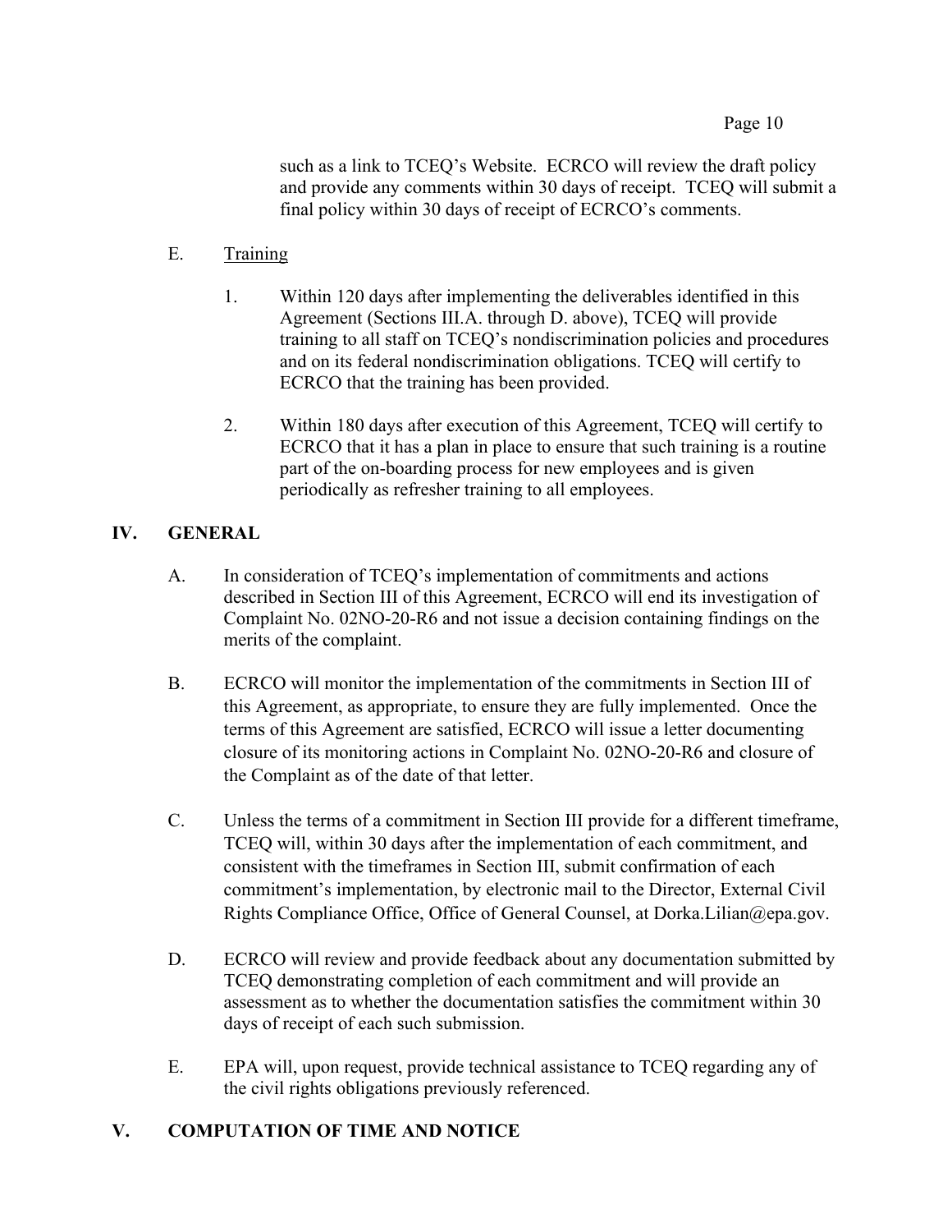such as a link to TCEQ's Website. ECRCO will review the draft policy and provide any comments within 30 days of receipt. TCEQ will submit a final policy within 30 days of receipt of ECRCO's comments.

E. Training

1. Within 120 days after implementing the deliverables identified in this Agreement (Sections III.A. through D. above), TCEQ will provide training to all staff on TCEQ's nondiscrimination policies and procedures and on its federal nondiscrimination obligations. TCEQ will certify to ECRCO that the training has been provided.

2. Within 180 days after execution of this Agreement, TCEQ will certify to ECRCO that it has a plan in place to ensure that such training is a routine part of the on-boarding process for new employees and is given periodically as refresher training to all employees.

## IV. GENERAL

A. In consideration of TCEQ's implementation of commitments and actions described in Section III of this Agreement, ECRCO will end its investigation of Complaint No. 02NO-20-R6 and not issue a decision containing findings on the merits of the complaint.

B. ECRCO will monitor the implementation of the commitments in Section III of this Agreement, as appropriate, to ensure they are fully implemented. Once the terms of this Agreement are satisfied, ECRCO will issue a letter documenting closure of its monitoring actions in Complaint No. 02NO-20-R6 and closure of the Complaint as of the date of that letter.

C. Unless the terms of a commitment in Section III provide for a different timeframe, TCEQ will, within 30 days after the implementation of each commitment, and consistent with the timeframes in Section III, submit confirmation of each commitment's implementation, by electronic mail to the Director, External Civil Rights Compliance Office, Office of General Counsel, at Dorka.Lilian@epa.gov.

D. ECRCO will review and provide feedback about any documentation submitted by TCEQ demonstrating completion of each commitment and will provide an assessment as to whether the documentation satisfies the commitment within 30 days of receipt of each such submission.

E. EPA will, upon request, provide technical assistance to TCEQ regarding any of the civil rights obligations previously referenced.

## V. COMPUTATION OF TIME AND NOTICE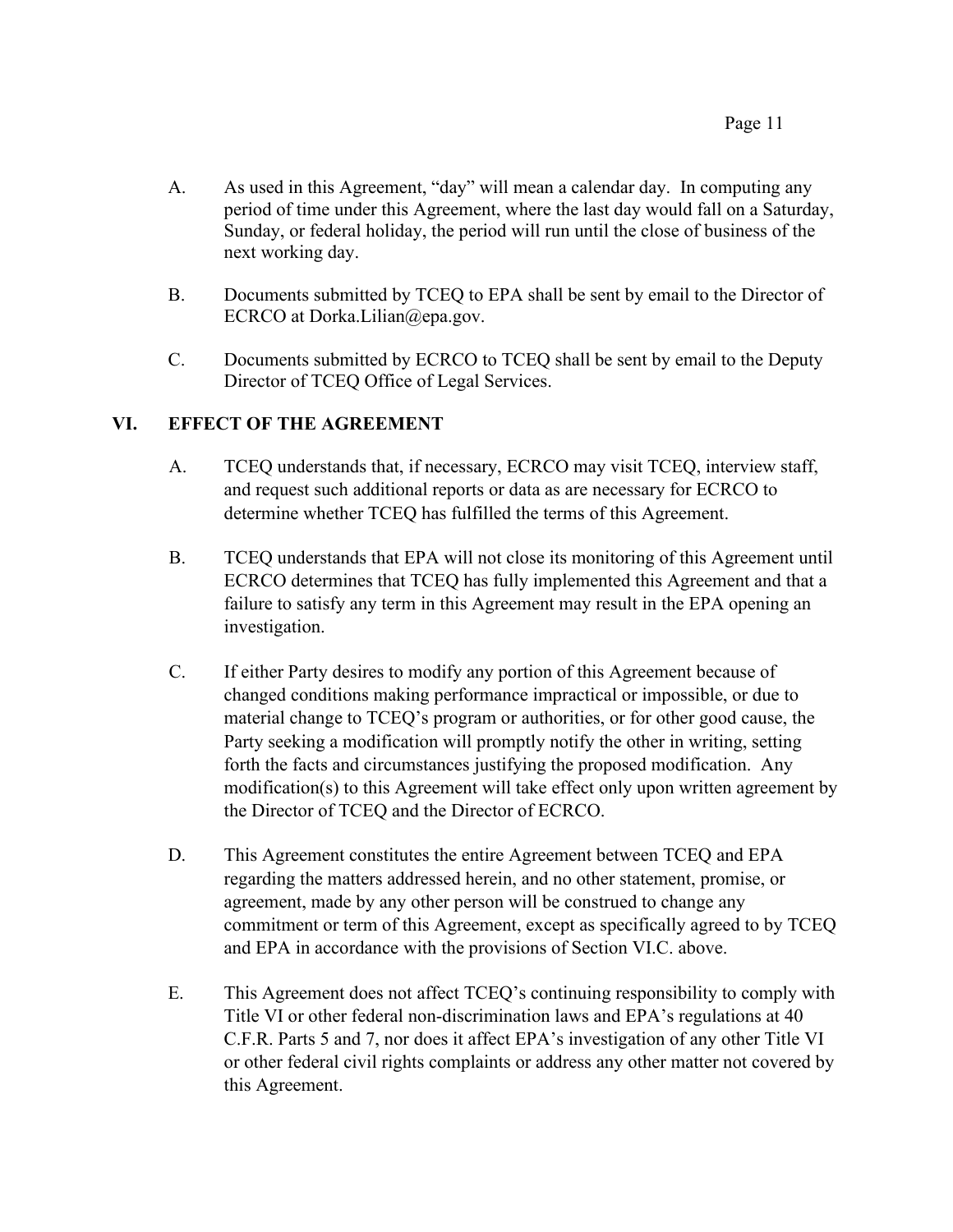A. As used in this Agreement, "day" will mean a calendar day. In computing any period of time under this Agreement, where the last day would fall on a Saturday, Sunday, or federal holiday, the period will run until the close of business of the next working day.

B. Documents submitted by TCEQ to EPA shall be sent by email to the Director of ECRCO at Dorka.Lilian@epa.gov.

C. Documents submitted by ECRCO to TCEQ shall be sent by email to the Deputy Director of TCEQ Office of Legal Services.

## VI. EFFECT OF THE AGREEMENT

A. TCEQ understands that, if necessary, ECRCO may visit TCEQ, interview staff, and request such additional reports or data as are necessary for ECRCO to determine whether TCEQ has fulfilled the terms of this Agreement.

B. TCEQ understands that EPA will not close its monitoring of this Agreement until ECRCO determines that TCEQ has fully implemented this Agreement and that a failure to satisfy any term in this Agreement may result in the EPA opening an investigation.

C. If either Party desires to modify any portion of this Agreement because of changed conditions making performance impractical or impossible, or due to material change to TCEQ's program or authorities, or for other good cause, the Party seeking a modification will promptly notify the other in writing, setting forth the facts and circumstances justifying the proposed modification. Any modification(s) to this Agreement will take effect only upon written agreement by the Director of TCEQ and the Director of ECRCO.

D. This Agreement constitutes the entire Agreement between TCEQ and EPA regarding the matters addressed herein, and no other statement, promise, or agreement, made by any other person will be construed to change any commitment or term of this Agreement, except as specifically agreed to by TCEQ and EPA in accordance with the provisions of Section VI.C. above.

E. This Agreement does not affect TCEQ's continuing responsibility to comply with Title VI or other federal non-discrimination laws and EPA's regulations at 40 C.F.R. Parts 5 and 7, nor does it affect EPA's investigation of any other Title VI or other federal civil rights complaints or address any other matter not covered by this Agreement.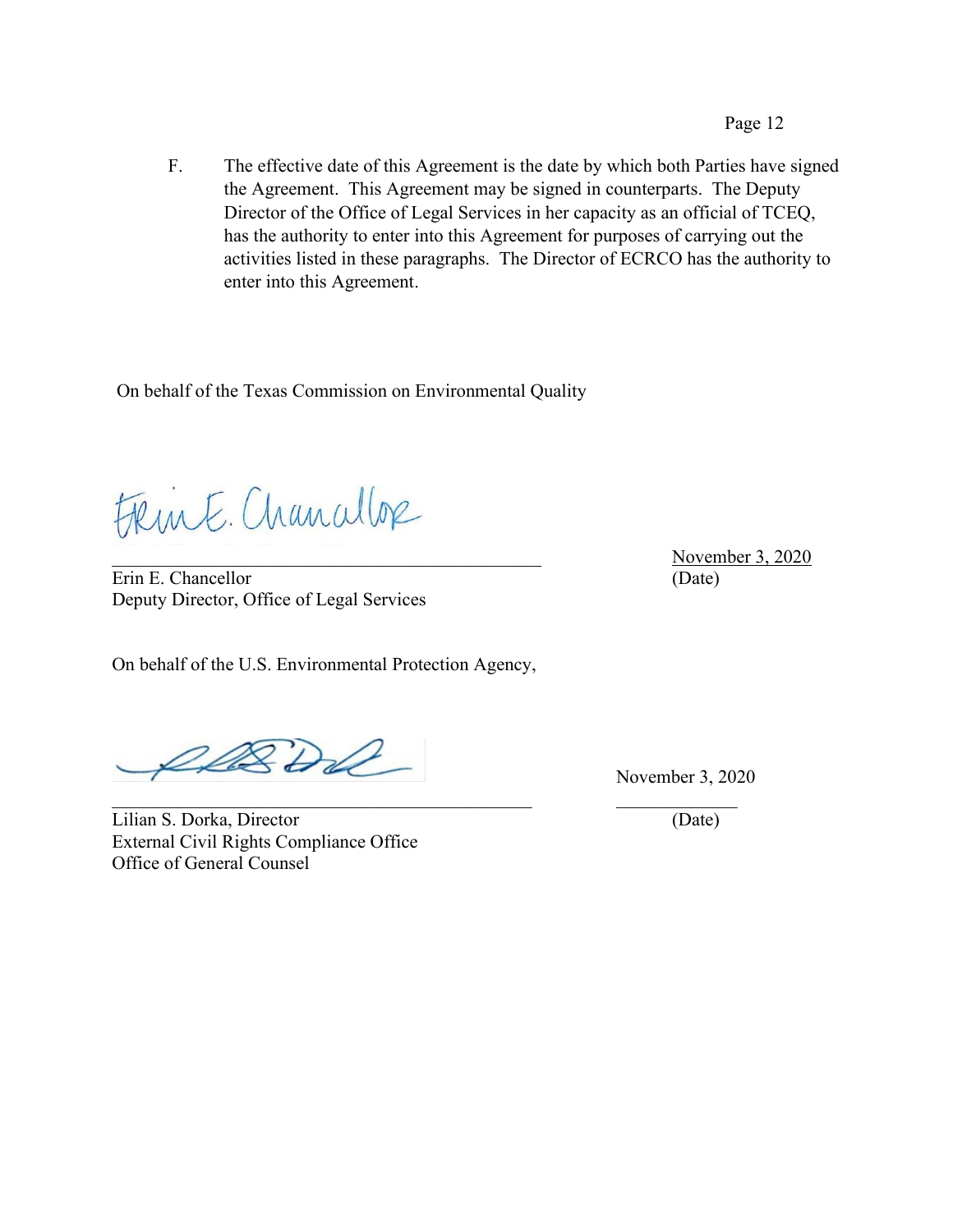F. The effective date of this Agreement is the date by which both Parties have signed the Agreement. This Agreement may be signed in counterparts. The Deputy Director of the Office of Legal Services in her capacity as an official of TCEQ, has the authority to enter into this Agreement for purposes of carrying out the activities listed in these paragraphs. The Director of ECRCO has the authority to enter into this Agreement.

On behalf of the Texas Commission on Environmental Quality

\_\_\_\_\_\_\_\_\_\_\_\_\_\_\_\_\_\_\_\_\_\_\_\_\_\_\_\_\_\_\_\_\_\_\_\_\_\_\_\_ November 3, 2020

Erin E. Chancellor (Date)

Deputy Director, Office of Legal Services

On behalf of the U.S. Environmental Protection Agency,

\_\_\_\_\_\_\_\_\_\_\_\_\_\_\_\_\_\_\_\_\_\_\_\_\_\_\_\_\_\_\_\_\_\_\_\_\_\_\_\_ November 3, 2020

Lilian S. Dorka, Director (Date)

External Civil Rights Compliance Office

Office of General Counsel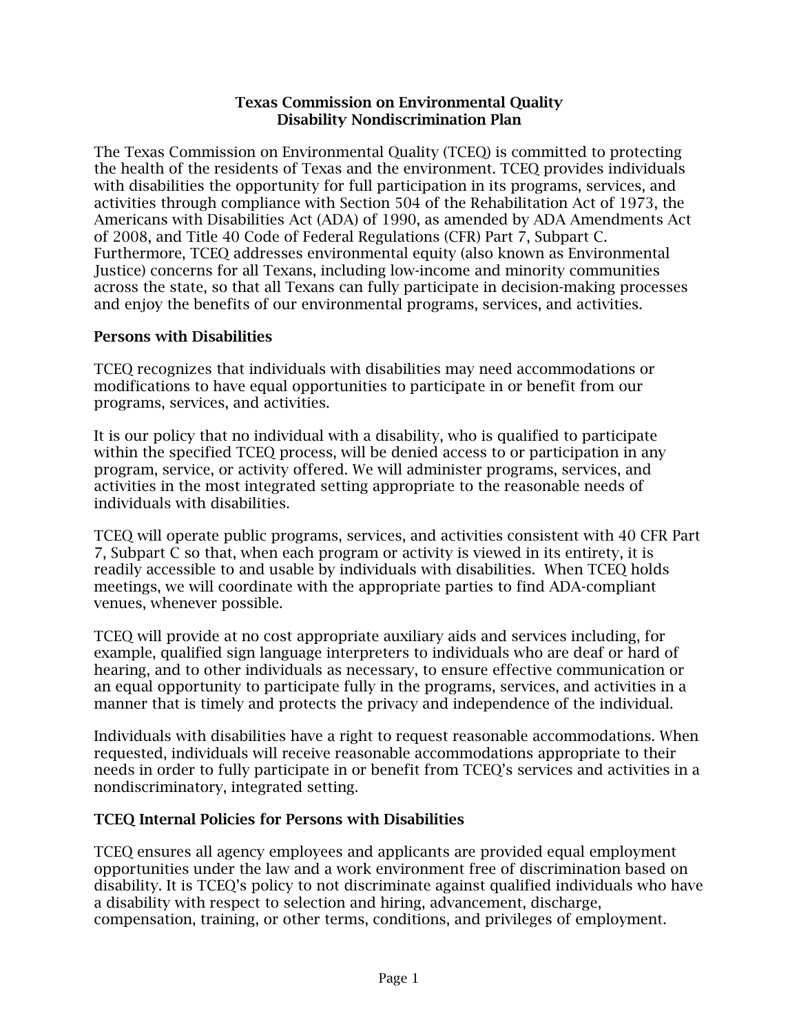**Texas Commission on Environmental Quality**
**Disability Nondiscrimination Plan**

The Texas Commission on Environmental Quality (TCEQ) is committed to protecting the health of the residents of Texas and the environment. TCEQ provides individuals with disabilities the opportunity for full participation in its programs, services, and activities through compliance with Section 504 of the Rehabilitation Act of 1973, the Americans with Disabilities Act (ADA) of 1990, as amended by ADA Amendments Act of 2008, and Title 40 Code of Federal Regulations (CFR) Part 7, Subpart C. Furthermore, TCEQ addresses environmental equity (also known as Environmental Justice) concerns for all Texans, including low-income and minority communities across the state, so that all Texans can fully participate in decision-making processes and enjoy the benefits of our environmental programs, services, and activities.

## Persons with Disabilities

TCEQ recognizes that individuals with disabilities may need accommodations or modifications to have equal opportunities to participate in or benefit from our programs, services, and activities.

It is our policy that no individual with a disability, who is qualified to participate within the specified TCEQ process, will be denied access to or participation in any program, service, or activity offered. We will administer programs, services, and activities in the most integrated setting appropriate to the reasonable needs of individuals with disabilities.

TCEQ will operate public programs, services, and activities consistent with 40 CFR Part 7, Subpart C so that, when each program or activity is viewed in its entirety, it is readily accessible to and usable by individuals with disabilities. When TCEQ holds meetings, we will coordinate with the appropriate parties to find ADA-compliant venues, whenever possible.

TCEQ will provide at no cost appropriate auxiliary aids and services including, for example, qualified sign language interpreters to individuals who are deaf or hard of hearing, and to other individuals as necessary, to ensure effective communication or an equal opportunity to participate fully in the programs, services, and activities in a manner that is timely and protects the privacy and independence of the individual.

Individuals with disabilities have a right to request reasonable accommodations. When requested, individuals will receive reasonable accommodations appropriate to their needs in order to fully participate in or benefit from TCEQ's services and activities in a nondiscriminatory, integrated setting.

## TCEQ Internal Policies for Persons with Disabilities

TCEQ ensures all agency employees and applicants are provided equal employment opportunities under the law and a work environment free of discrimination based on disability. It is TCEQ's policy to not discriminate against qualified individuals who have a disability with respect to selection and hiring, advancement, discharge, compensation, training, or other terms, conditions, and privileges of employment.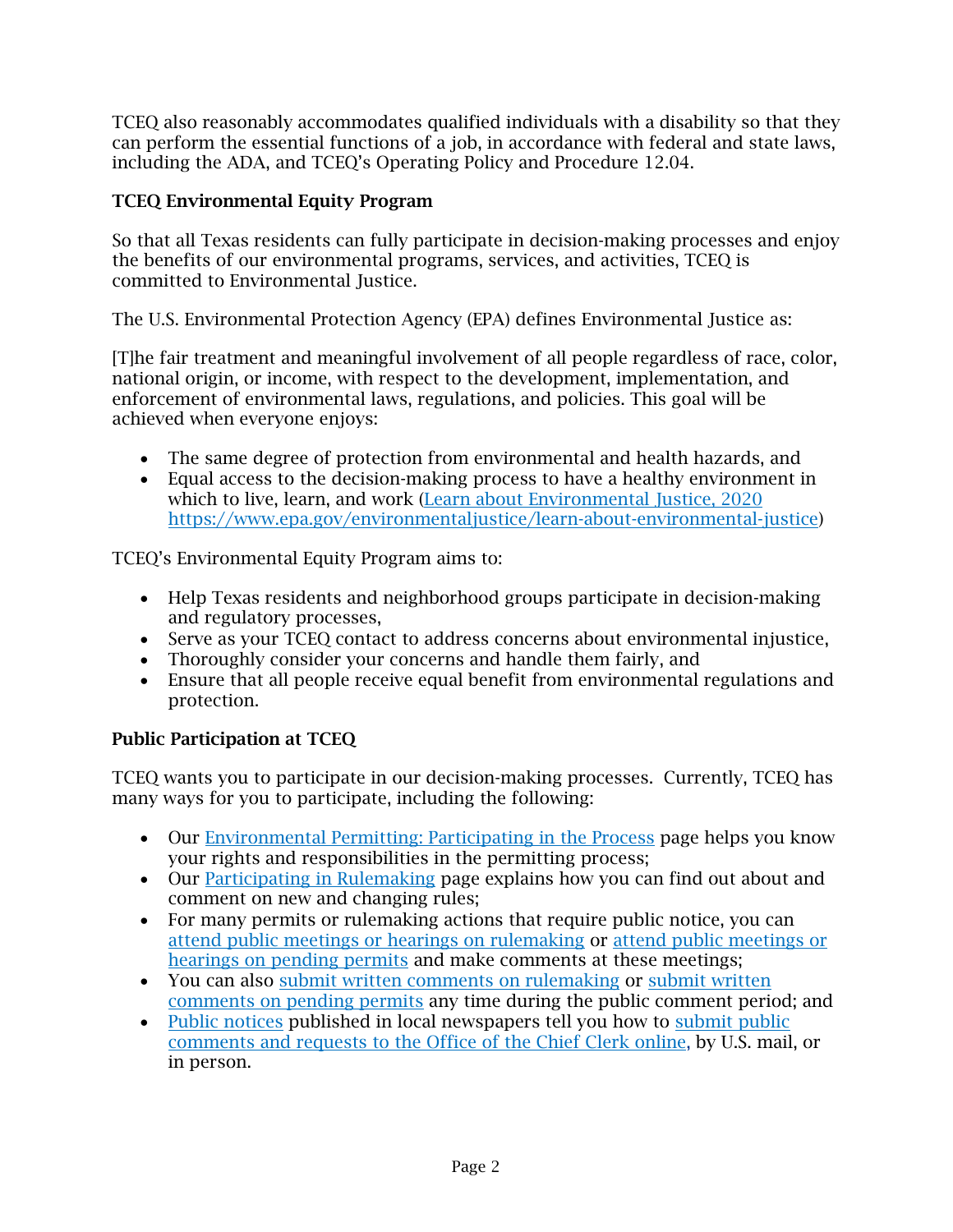TCEQ also reasonably accommodates qualified individuals with a disability so that they can perform the essential functions of a job, in accordance with federal and state laws, including the ADA, and TCEQ's Operating Policy and Procedure 12.04.

**TCEQ Environmental Equity Program**

So that all Texas residents can fully participate in decision-making processes and enjoy the benefits of our environmental programs, services, and activities, TCEQ is committed to Environmental Justice.

The U.S. Environmental Protection Agency (EPA) defines Environmental Justice as:

[T]he fair treatment and meaningful involvement of all people regardless of race, color, national origin, or income, with respect to the development, implementation, and enforcement of environmental laws, regulations, and policies. This goal will be achieved when everyone enjoys:

- The same degree of protection from environmental and health hazards, and
- Equal access to the decision-making process to have a healthy environment in which to live, learn, and work (Learn about Environmental Justice, 2020 https://www.epa.gov/environmentaljustice/learn-about-environmental-justice)

TCEQ's Environmental Equity Program aims to:

- Help Texas residents and neighborhood groups participate in decision-making and regulatory processes,
- Serve as your TCEQ contact to address concerns about environmental injustice,
- Thoroughly consider your concerns and handle them fairly, and
- Ensure that all people receive equal benefit from environmental regulations and protection.

**Public Participation at TCEQ**

TCEQ wants you to participate in our decision-making processes. Currently, TCEQ has many ways for you to participate, including the following:

- Our Environmental Permitting: Participating in the Process page helps you know your rights and responsibilities in the permitting process;
- Our Participating in Rulemaking page explains how you can find out about and comment on new and changing rules;
- For many permits or rulemaking actions that require public notice, you can attend public meetings or hearings on rulemaking or attend public meetings or hearings on pending permits and make comments at these meetings;
- You can also submit written comments on rulemaking or submit written comments on pending permits any time during the public comment period; and
- Public notices published in local newspapers tell you how to submit public comments and requests to the Office of the Chief Clerk online, by U.S. mail, or in person.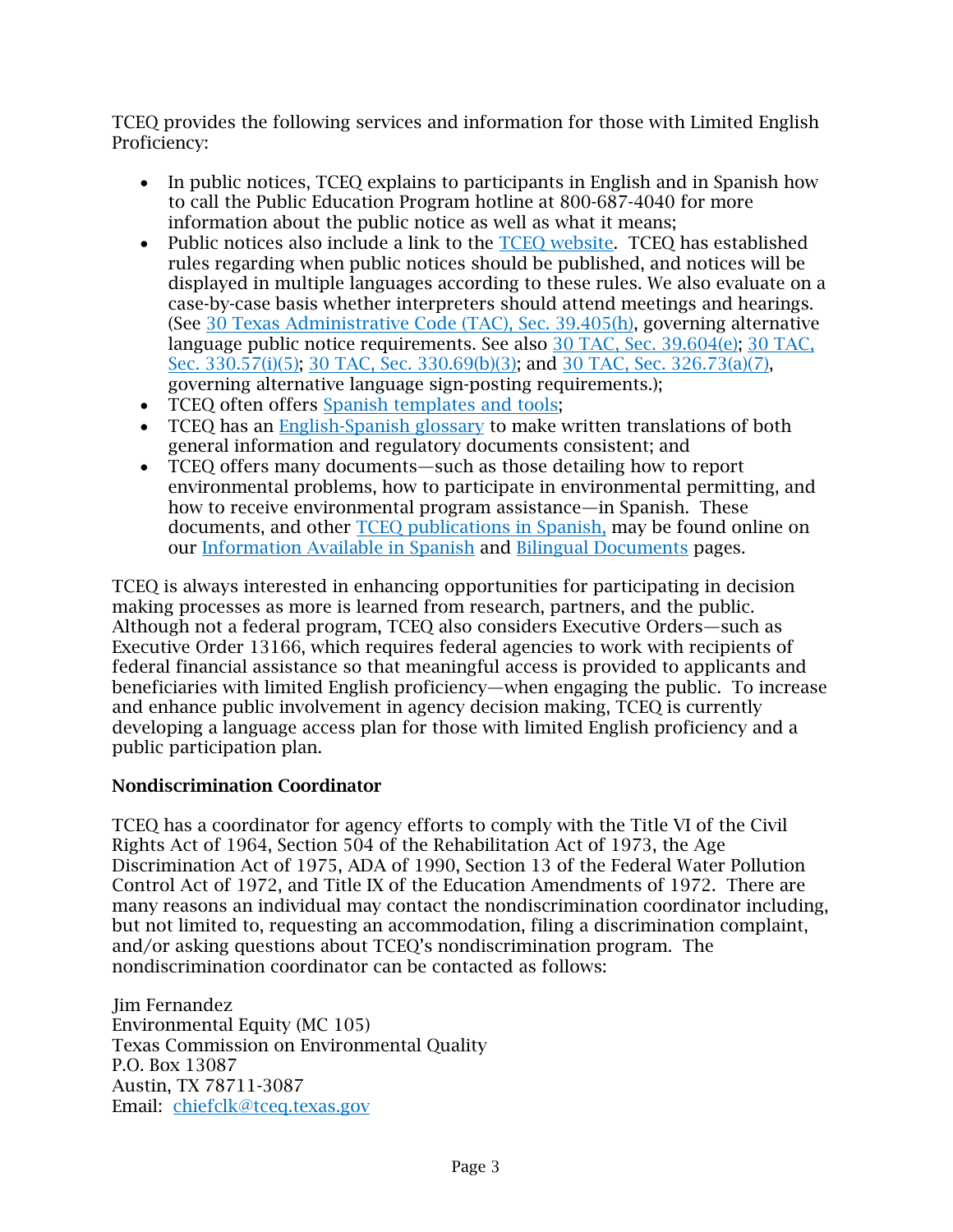TCEQ provides the following services and information for those with Limited English Proficiency:

- In public notices, TCEQ explains to participants in English and in Spanish how to call the Public Education Program hotline at 800-687-4040 for more information about the public notice as well as what it means;
- Public notices also include a link to the TCEQ website. TCEQ has established rules regarding when public notices should be published, and notices will be displayed in multiple languages according to these rules. We also evaluate on a case-by-case basis whether interpreters should attend meetings and hearings. (See 30 Texas Administrative Code (TAC), Sec. 39.405(h), governing alternative language public notice requirements. See also 30 TAC, Sec. 39.604(e); 30 TAC, Sec. 330.57(i)(5); 30 TAC, Sec. 330.69(b)(3); and 30 TAC, Sec. 326.73(a)(7), governing alternative language sign-posting requirements.);
- TCEQ often offers Spanish templates and tools;
- TCEQ has an English-Spanish glossary to make written translations of both general information and regulatory documents consistent; and
- TCEQ offers many documents—such as those detailing how to report environmental problems, how to participate in environmental permitting, and how to receive environmental program assistance—in Spanish. These documents, and other TCEQ publications in Spanish, may be found online on our Information Available in Spanish and Bilingual Documents pages.

TCEQ is always interested in enhancing opportunities for participating in decision making processes as more is learned from research, partners, and the public. Although not a federal program, TCEQ also considers Executive Orders—such as Executive Order 13166, which requires federal agencies to work with recipients of federal financial assistance so that meaningful access is provided to applicants and beneficiaries with limited English proficiency—when engaging the public. To increase and enhance public involvement in agency decision making, TCEQ is currently developing a language access plan for those with limited English proficiency and a public participation plan.

**Nondiscrimination Coordinator**

TCEQ has a coordinator for agency efforts to comply with the Title VI of the Civil Rights Act of 1964, Section 504 of the Rehabilitation Act of 1973, the Age Discrimination Act of 1975, ADA of 1990, Section 13 of the Federal Water Pollution Control Act of 1972, and Title IX of the Education Amendments of 1972. There are many reasons an individual may contact the nondiscrimination coordinator including, but not limited to, requesting an accommodation, filing a discrimination complaint, and/or asking questions about TCEQ's nondiscrimination program. The nondiscrimination coordinator can be contacted as follows:

Jim Fernandez
Environmental Equity (MC 105)
Texas Commission on Environmental Quality
P.O. Box 13087
Austin, TX 78711-3087
Email: chiefclk@tceq.texas.gov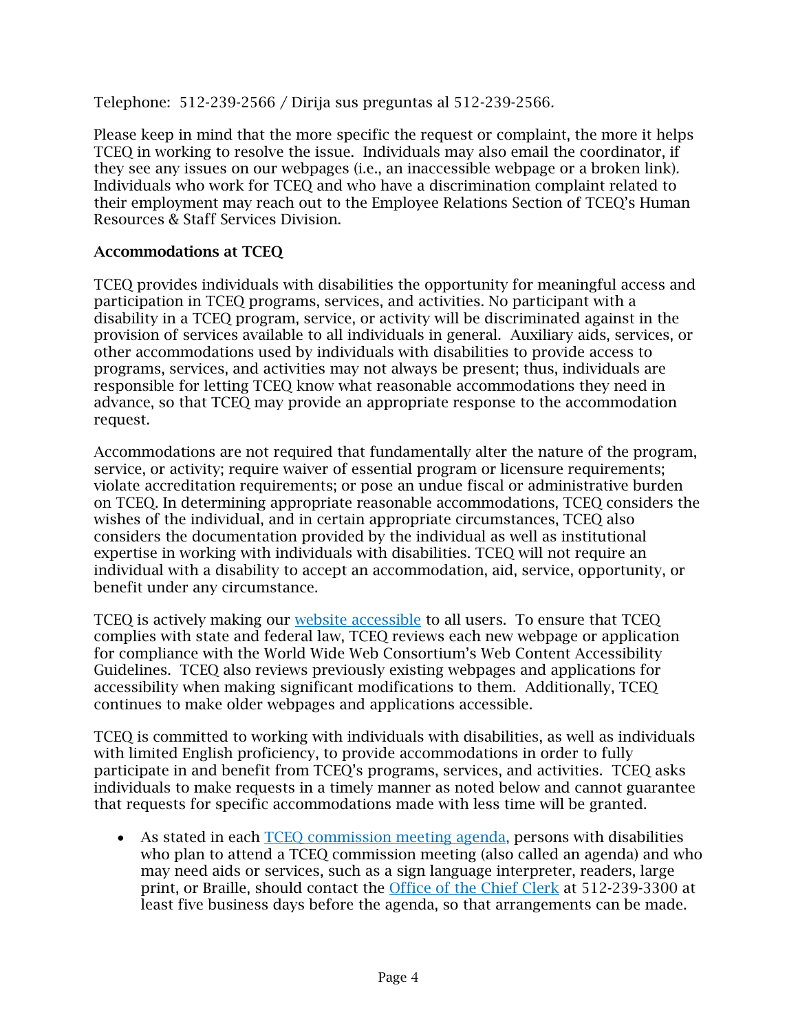Telephone: 512-239-2566 / Dirija sus preguntas al 512-239-2566.

Please keep in mind that the more specific the request or complaint, the more it helps TCEQ in working to resolve the issue. Individuals may also email the coordinator, if they see any issues on our webpages (i.e., an inaccessible webpage or a broken link). Individuals who work for TCEQ and who have a discrimination complaint related to their employment may reach out to the Employee Relations Section of TCEQ's Human Resources & Staff Services Division.

**Accommodations at TCEQ**

TCEQ provides individuals with disabilities the opportunity for meaningful access and participation in TCEQ programs, services, and activities. No participant with a disability in a TCEQ program, service, or activity will be discriminated against in the provision of services available to all individuals in general. Auxiliary aids, services, or other accommodations used by individuals with disabilities to provide access to programs, services, and activities may not always be present; thus, individuals are responsible for letting TCEQ know what reasonable accommodations they need in advance, so that TCEQ may provide an appropriate response to the accommodation request.

Accommodations are not required that fundamentally alter the nature of the program, service, or activity; require waiver of essential program or licensure requirements; violate accreditation requirements; or pose an undue fiscal or administrative burden on TCEQ. In determining appropriate reasonable accommodations, TCEQ considers the wishes of the individual, and in certain appropriate circumstances, TCEQ also considers the documentation provided by the individual as well as institutional expertise in working with individuals with disabilities. TCEQ will not require an individual with a disability to accept an accommodation, aid, service, opportunity, or benefit under any circumstance.

TCEQ is actively making our website accessible to all users. To ensure that TCEQ complies with state and federal law, TCEQ reviews each new webpage or application for compliance with the World Wide Web Consortium's Web Content Accessibility Guidelines. TCEQ also reviews previously existing webpages and applications for accessibility when making significant modifications to them. Additionally, TCEQ continues to make older webpages and applications accessible.

TCEQ is committed to working with individuals with disabilities, as well as individuals with limited English proficiency, to provide accommodations in order to fully participate in and benefit from TCEQ's programs, services, and activities. TCEQ asks individuals to make requests in a timely manner as noted below and cannot guarantee that requests for specific accommodations made with less time will be granted.

- As stated in each TCEQ commission meeting agenda, persons with disabilities who plan to attend a TCEQ commission meeting (also called an agenda) and who may need aids or services, such as a sign language interpreter, readers, large print, or Braille, should contact the Office of the Chief Clerk at 512-239-3300 at least five business days before the agenda, so that arrangements can be made.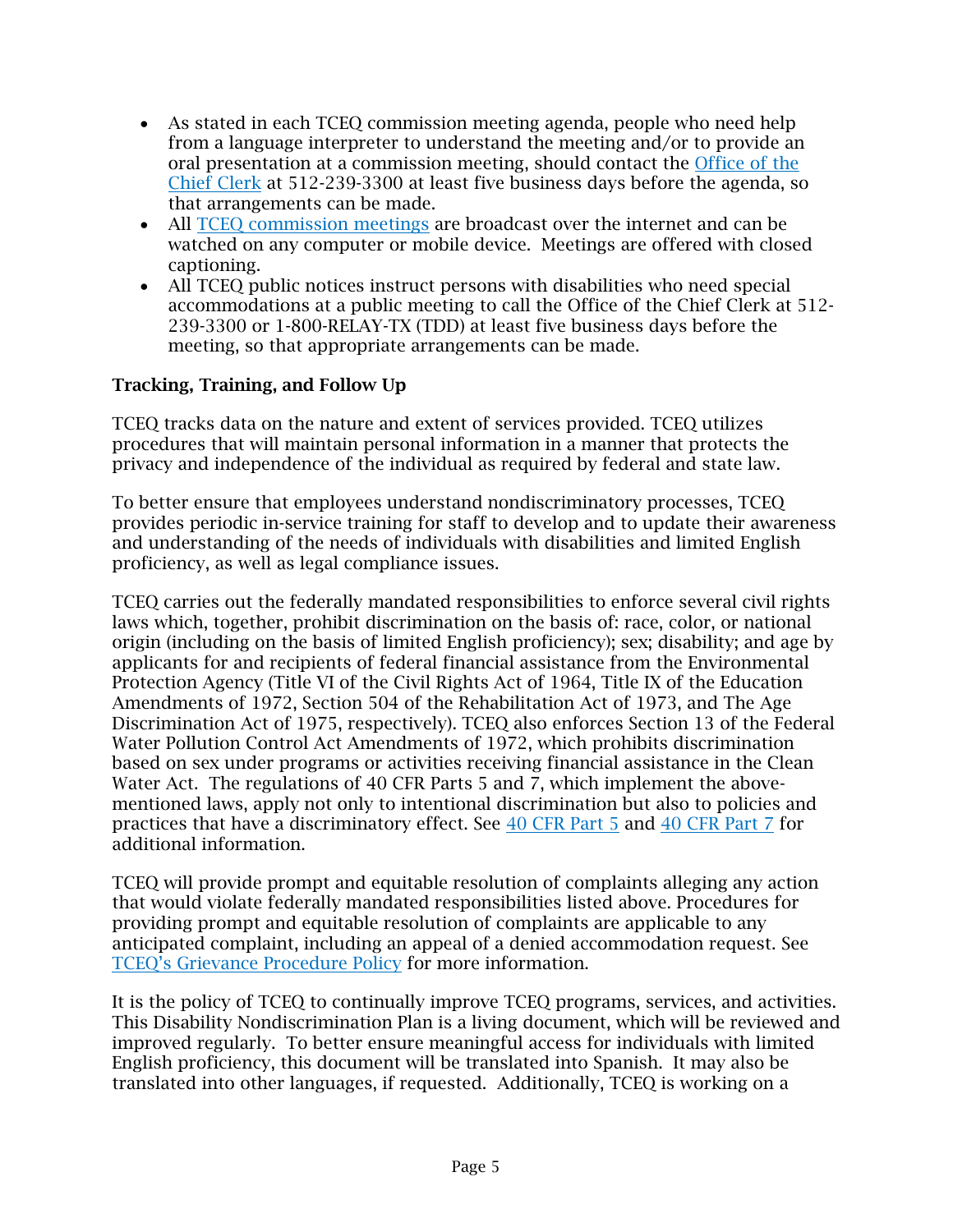- As stated in each TCEQ commission meeting agenda, people who need help from a language interpreter to understand the meeting and/or to provide an oral presentation at a commission meeting, should contact the [Office of the Chief Clerk]() at 512-239-3300 at least five business days before the agenda, so that arrangements can be made.
- All [TCEQ commission meetings]() are broadcast over the internet and can be watched on any computer or mobile device. Meetings are offered with closed captioning.
- All TCEQ public notices instruct persons with disabilities who need special accommodations at a public meeting to call the Office of the Chief Clerk at 512-239-3300 or 1-800-RELAY-TX (TDD) at least five business days before the meeting, so that appropriate arrangements can be made.

**Tracking, Training, and Follow Up**

TCEQ tracks data on the nature and extent of services provided. TCEQ utilizes procedures that will maintain personal information in a manner that protects the privacy and independence of the individual as required by federal and state law.

To better ensure that employees understand nondiscriminatory processes, TCEQ provides periodic in-service training for staff to develop and to update their awareness and understanding of the needs of individuals with disabilities and limited English proficiency, as well as legal compliance issues.

TCEQ carries out the federally mandated responsibilities to enforce several civil rights laws which, together, prohibit discrimination on the basis of: race, color, or national origin (including on the basis of limited English proficiency); sex; disability; and age by applicants for and recipients of federal financial assistance from the Environmental Protection Agency (Title VI of the Civil Rights Act of 1964, Title IX of the Education Amendments of 1972, Section 504 of the Rehabilitation Act of 1973, and The Age Discrimination Act of 1975, respectively). TCEQ also enforces Section 13 of the Federal Water Pollution Control Act Amendments of 1972, which prohibits discrimination based on sex under programs or activities receiving financial assistance in the Clean Water Act. The regulations of 40 CFR Parts 5 and 7, which implement the above-mentioned laws, apply not only to intentional discrimination but also to policies and practices that have a discriminatory effect. See [40 CFR Part 5]() and [40 CFR Part 7]() for additional information.

TCEQ will provide prompt and equitable resolution of complaints alleging any action that would violate federally mandated responsibilities listed above. Procedures for providing prompt and equitable resolution of complaints are applicable to any anticipated complaint, including an appeal of a denied accommodation request. See [TCEQ's Grievance Procedure Policy]() for more information.

It is the policy of TCEQ to continually improve TCEQ programs, services, and activities. This Disability Nondiscrimination Plan is a living document, which will be reviewed and improved regularly. To better ensure meaningful access for individuals with limited English proficiency, this document will be translated into Spanish. It may also be translated into other languages, if requested. Additionally, TCEQ is working on a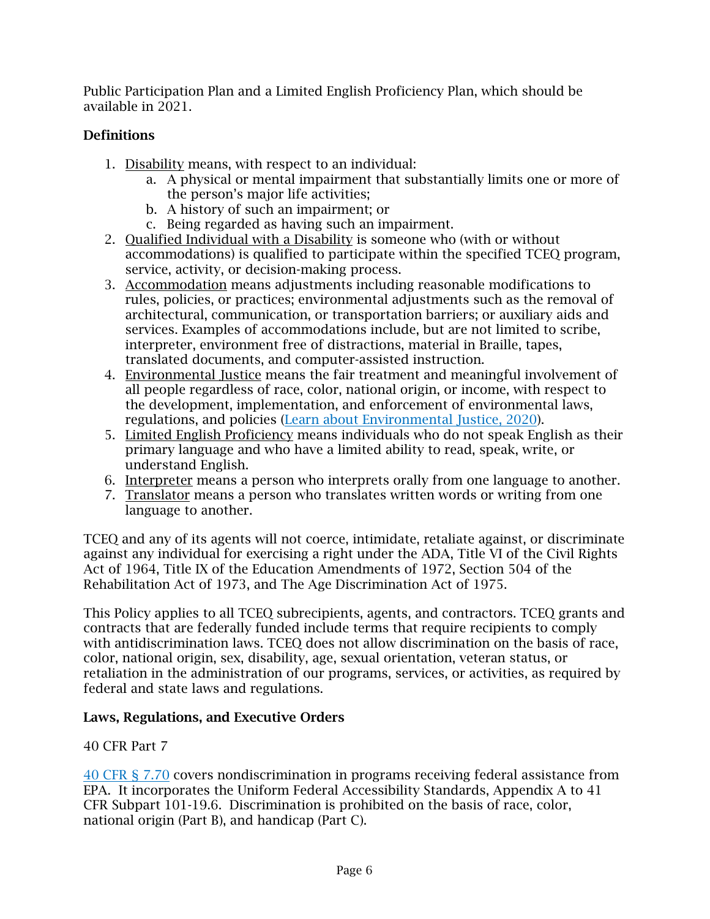Public Participation Plan and a Limited English Proficiency Plan, which should be available in 2021.

**Definitions**

1. Disability means, with respect to an individual:
    a. A physical or mental impairment that substantially limits one or more of the person's major life activities;
    b. A history of such an impairment; or
    c. Being regarded as having such an impairment.
2. Qualified Individual with a Disability is someone who (with or without accommodations) is qualified to participate within the specified TCEQ program, service, activity, or decision-making process.
3. Accommodation means adjustments including reasonable modifications to rules, policies, or practices; environmental adjustments such as the removal of architectural, communication, or transportation barriers; or auxiliary aids and services. Examples of accommodations include, but are not limited to scribe, interpreter, environment free of distractions, material in Braille, tapes, translated documents, and computer-assisted instruction.
4. Environmental Justice means the fair treatment and meaningful involvement of all people regardless of race, color, national origin, or income, with respect to the development, implementation, and enforcement of environmental laws, regulations, and policies (Learn about Environmental Justice, 2020).
5. Limited English Proficiency means individuals who do not speak English as their primary language and who have a limited ability to read, speak, write, or understand English.
6. Interpreter means a person who interprets orally from one language to another.
7. Translator means a person who translates written words or writing from one language to another.

TCEQ and any of its agents will not coerce, intimidate, retaliate against, or discriminate against any individual for exercising a right under the ADA, Title VI of the Civil Rights Act of 1964, Title IX of the Education Amendments of 1972, Section 504 of the Rehabilitation Act of 1973, and The Age Discrimination Act of 1975.

This Policy applies to all TCEQ subrecipients, agents, and contractors. TCEQ grants and contracts that are federally funded include terms that require recipients to comply with antidiscrimination laws. TCEQ does not allow discrimination on the basis of race, color, national origin, sex, disability, age, sexual orientation, veteran status, or retaliation in the administration of our programs, services, or activities, as required by federal and state laws and regulations.

**Laws, Regulations, and Executive Orders**

40 CFR Part 7

40 CFR § 7.70 covers nondiscrimination in programs receiving federal assistance from EPA. It incorporates the Uniform Federal Accessibility Standards, Appendix A to 41 CFR Subpart 101-19.6. Discrimination is prohibited on the basis of race, color, national origin (Part B), and handicap (Part C).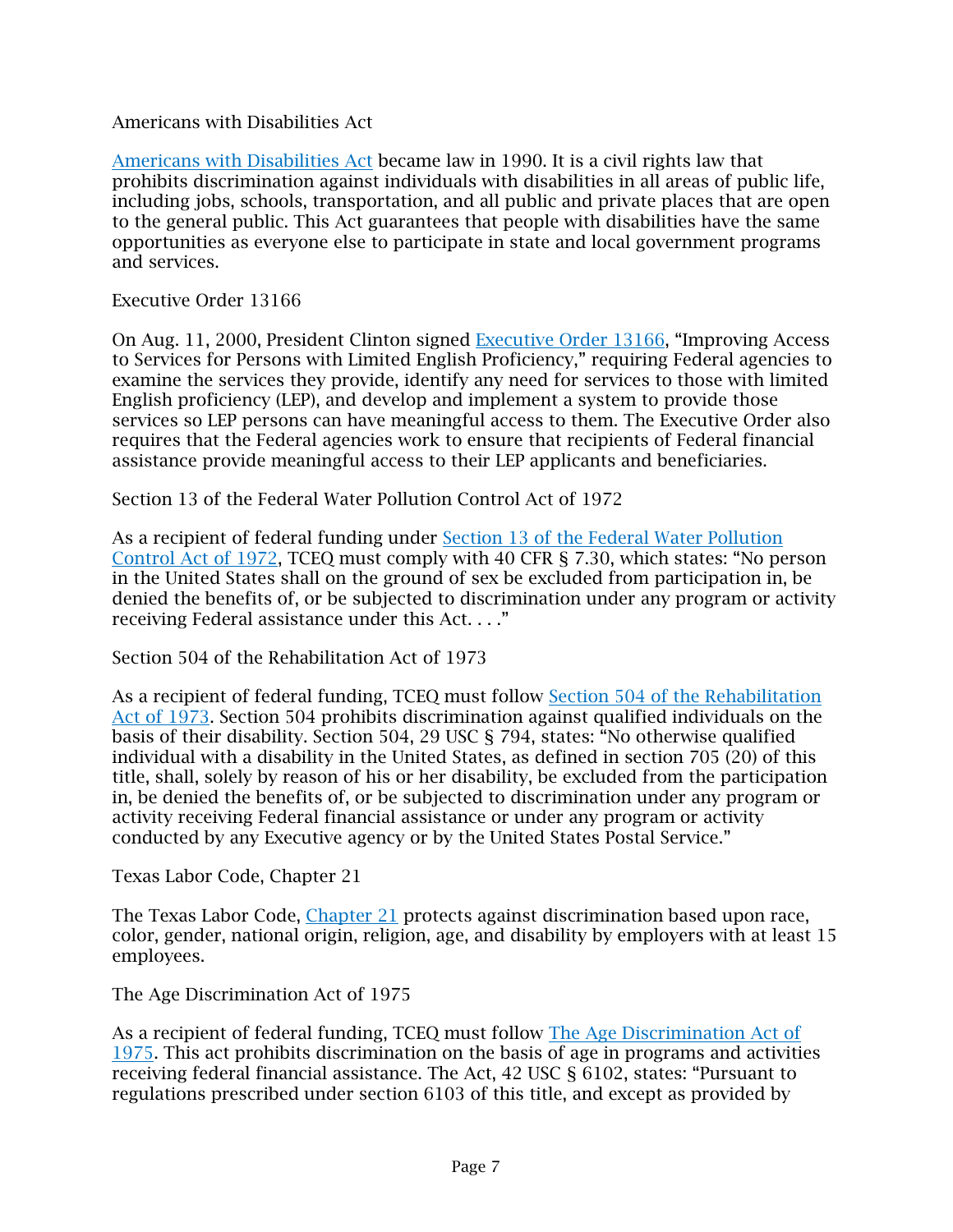### Americans with Disabilities Act

Americans with Disabilities Act became law in 1990. It is a civil rights law that prohibits discrimination against individuals with disabilities in all areas of public life, including jobs, schools, transportation, and all public and private places that are open to the general public. This Act guarantees that people with disabilities have the same opportunities as everyone else to participate in state and local government programs and services.

### Executive Order 13166

On Aug. 11, 2000, President Clinton signed Executive Order 13166, “Improving Access to Services for Persons with Limited English Proficiency,” requiring Federal agencies to examine the services they provide, identify any need for services to those with limited English proficiency (LEP), and develop and implement a system to provide those services so LEP persons can have meaningful access to them. The Executive Order also requires that the Federal agencies work to ensure that recipients of Federal financial assistance provide meaningful access to their LEP applicants and beneficiaries.

### Section 13 of the Federal Water Pollution Control Act of 1972

As a recipient of federal funding under Section 13 of the Federal Water Pollution Control Act of 1972, TCEQ must comply with 40 CFR § 7.30, which states: “No person in the United States shall on the ground of sex be excluded from participation in, be denied the benefits of, or be subjected to discrimination under any program or activity receiving Federal assistance under this Act. . . .”

### Section 504 of the Rehabilitation Act of 1973

As a recipient of federal funding, TCEQ must follow Section 504 of the Rehabilitation Act of 1973. Section 504 prohibits discrimination against qualified individuals on the basis of their disability. Section 504, 29 USC § 794, states: “No otherwise qualified individual with a disability in the United States, as defined in section 705 (20) of this title, shall, solely by reason of his or her disability, be excluded from the participation in, be denied the benefits of, or be subjected to discrimination under any program or activity receiving Federal financial assistance or under any program or activity conducted by any Executive agency or by the United States Postal Service.”

### Texas Labor Code, Chapter 21

The Texas Labor Code, Chapter 21 protects against discrimination based upon race, color, gender, national origin, religion, age, and disability by employers with at least 15 employees.

### The Age Discrimination Act of 1975

As a recipient of federal funding, TCEQ must follow The Age Discrimination Act of 1975. This act prohibits discrimination on the basis of age in programs and activities receiving federal financial assistance. The Act, 42 USC § 6102, states: “Pursuant to regulations prescribed under section 6103 of this title, and except as provided by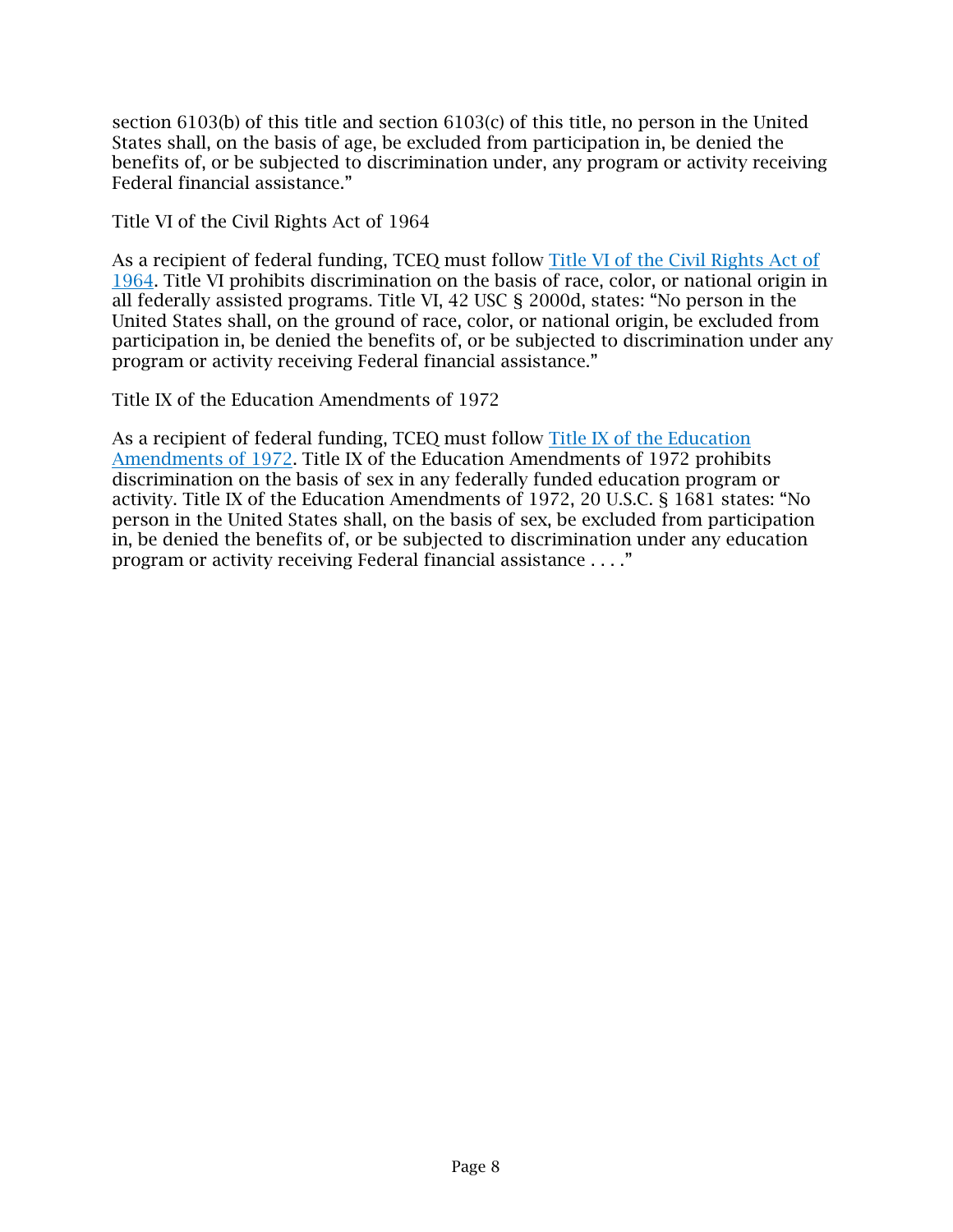section 6103(b) of this title and section 6103(c) of this title, no person in the United States shall, on the basis of age, be excluded from participation in, be denied the benefits of, or be subjected to discrimination under, any program or activity receiving Federal financial assistance."

Title VI of the Civil Rights Act of 1964

As a recipient of federal funding, TCEQ must follow Title VI of the Civil Rights Act of 1964. Title VI prohibits discrimination on the basis of race, color, or national origin in all federally assisted programs. Title VI, 42 USC § 2000d, states: "No person in the United States shall, on the ground of race, color, or national origin, be excluded from participation in, be denied the benefits of, or be subjected to discrimination under any program or activity receiving Federal financial assistance."

Title IX of the Education Amendments of 1972

As a recipient of federal funding, TCEQ must follow Title IX of the Education Amendments of 1972. Title IX of the Education Amendments of 1972 prohibits discrimination on the basis of sex in any federally funded education program or activity. Title IX of the Education Amendments of 1972, 20 U.S.C. § 1681 states: "No person in the United States shall, on the basis of sex, be excluded from participation in, be denied the benefits of, or be subjected to discrimination under any education program or activity receiving Federal financial assistance . . . ."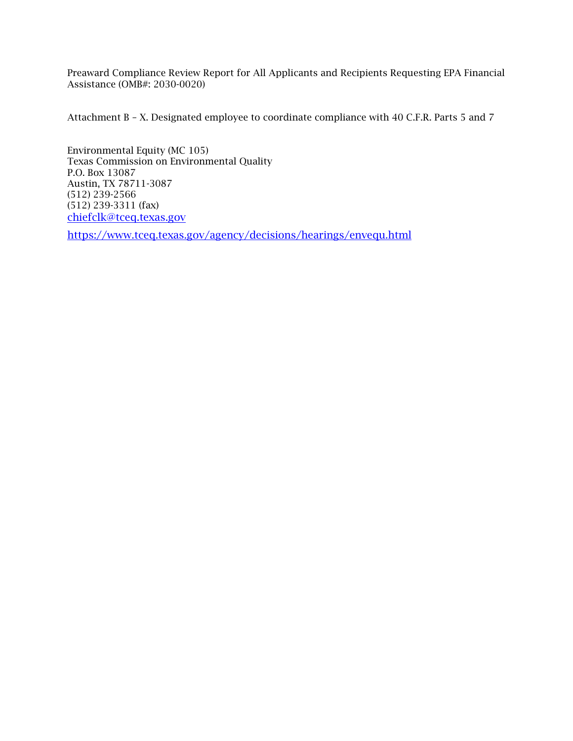Preaward Compliance Review Report for All Applicants and Recipients Requesting EPA Financial Assistance (OMB#: 2030-0020)

Attachment B – X. Designated employee to coordinate compliance with 40 C.F.R. Parts 5 and 7

Environmental Equity (MC 105)
Texas Commission on Environmental Quality
P.O. Box 13087
Austin, TX 78711-3087
(512) 239-2566
(512) 239-3311 (fax)
[chiefclk@tceq.texas.gov](mailto:chiefclk@tceq.texas.gov)

[https://www.tceq.texas.gov/agency/decisions/hearings/envequ.html](https://www.tceq.texas.gov/agency/decisions/hearings/envequ.html)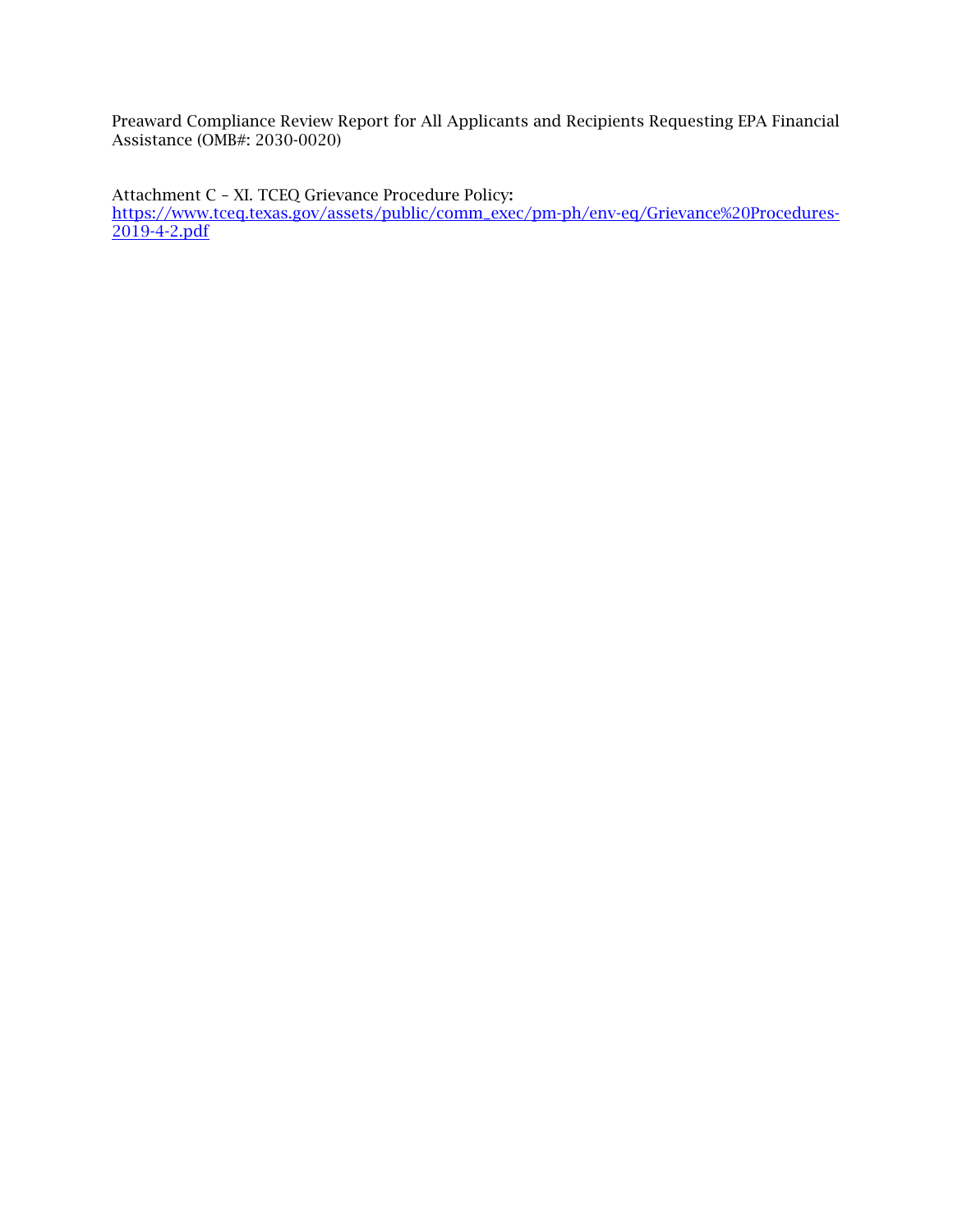Preaward Compliance Review Report for All Applicants and Recipients Requesting EPA Financial Assistance (OMB#: 2030-0020)

Attachment C – XI. TCEQ Grievance Procedure Policy**:**
[https://www.tceq.texas.gov/assets/public/comm_exec/pm-ph/env-eq/Grievance%20Procedures-2019-4-2.pdf](https://www.tceq.texas.gov/assets/public/comm_exec/pm-ph/env-eq/Grievance%20Procedures-2019-4-2.pdf)